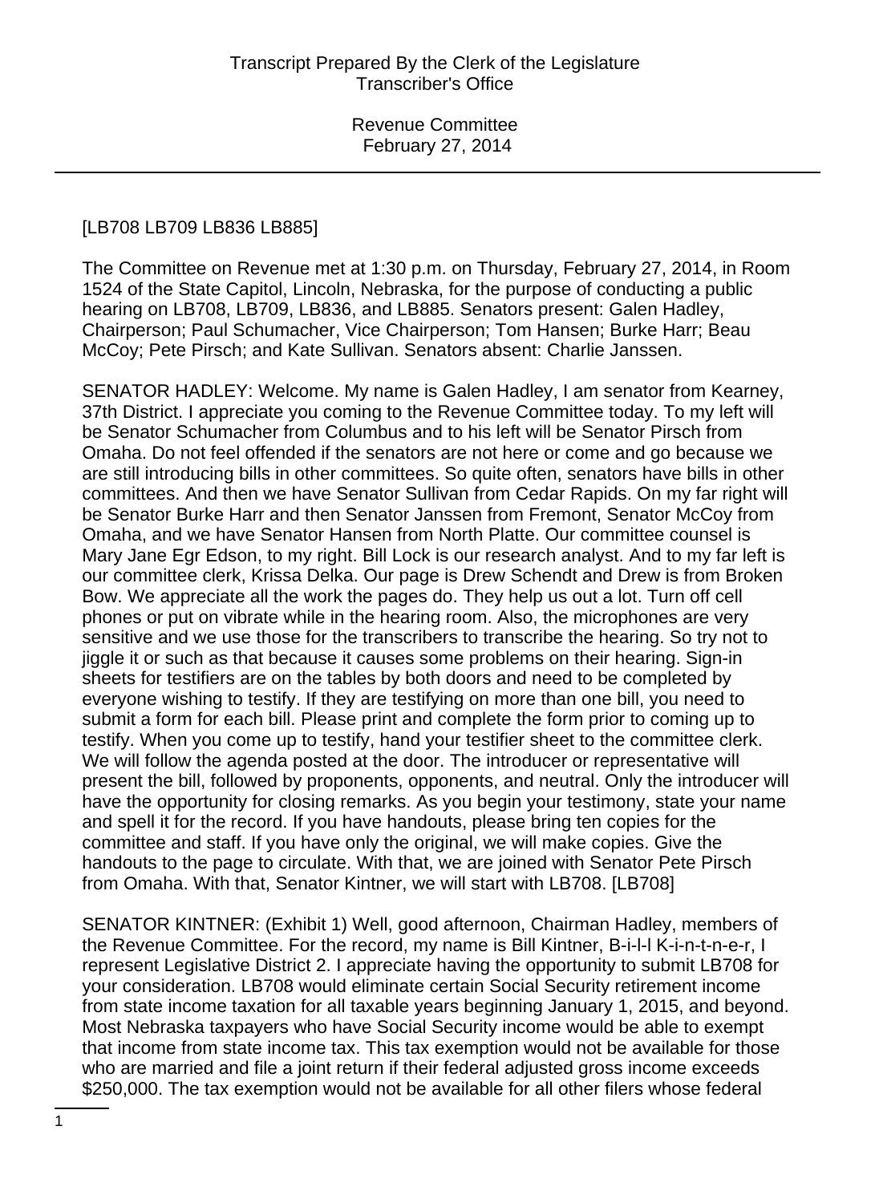[LB708 LB709 LB836 LB885]

The Committee on Revenue met at 1:30 p.m. on Thursday, February 27, 2014, in Room 1524 of the State Capitol, Lincoln, Nebraska, for the purpose of conducting a public hearing on LB708, LB709, LB836, and LB885. Senators present: Galen Hadley, Chairperson; Paul Schumacher, Vice Chairperson; Tom Hansen; Burke Harr; Beau McCoy; Pete Pirsch; and Kate Sullivan. Senators absent: Charlie Janssen.

SENATOR HADLEY: Welcome. My name is Galen Hadley, I am senator from Kearney, 37th District. I appreciate you coming to the Revenue Committee today. To my left will be Senator Schumacher from Columbus and to his left will be Senator Pirsch from Omaha. Do not feel offended if the senators are not here or come and go because we are still introducing bills in other committees. So quite often, senators have bills in other committees. And then we have Senator Sullivan from Cedar Rapids. On my far right will be Senator Burke Harr and then Senator Janssen from Fremont, Senator McCoy from Omaha, and we have Senator Hansen from North Platte. Our committee counsel is Mary Jane Egr Edson, to my right. Bill Lock is our research analyst. And to my far left is our committee clerk, Krissa Delka. Our page is Drew Schendt and Drew is from Broken Bow. We appreciate all the work the pages do. They help us out a lot. Turn off cell phones or put on vibrate while in the hearing room. Also, the microphones are very sensitive and we use those for the transcribers to transcribe the hearing. So try not to jiggle it or such as that because it causes some problems on their hearing. Sign-in sheets for testifiers are on the tables by both doors and need to be completed by everyone wishing to testify. If they are testifying on more than one bill, you need to submit a form for each bill. Please print and complete the form prior to coming up to testify. When you come up to testify, hand your testifier sheet to the committee clerk. We will follow the agenda posted at the door. The introducer or representative will present the bill, followed by proponents, opponents, and neutral. Only the introducer will have the opportunity for closing remarks. As you begin your testimony, state your name and spell it for the record. If you have handouts, please bring ten copies for the committee and staff. If you have only the original, we will make copies. Give the handouts to the page to circulate. With that, we are joined with Senator Pete Pirsch from Omaha. With that, Senator Kintner, we will start with LB708. [LB708]

SENATOR KINTNER: (Exhibit 1) Well, good afternoon, Chairman Hadley, members of the Revenue Committee. For the record, my name is Bill Kintner, B-i-l-l K-i-n-t-n-e-r, I represent Legislative District 2. I appreciate having the opportunity to submit LB708 for your consideration. LB708 would eliminate certain Social Security retirement income from state income taxation for all taxable years beginning January 1, 2015, and beyond. Most Nebraska taxpayers who have Social Security income would be able to exempt that income from state income tax. This tax exemption would not be available for those who are married and file a joint return if their federal adjusted gross income exceeds $250,000. The tax exemption would not be available for all other filers whose federal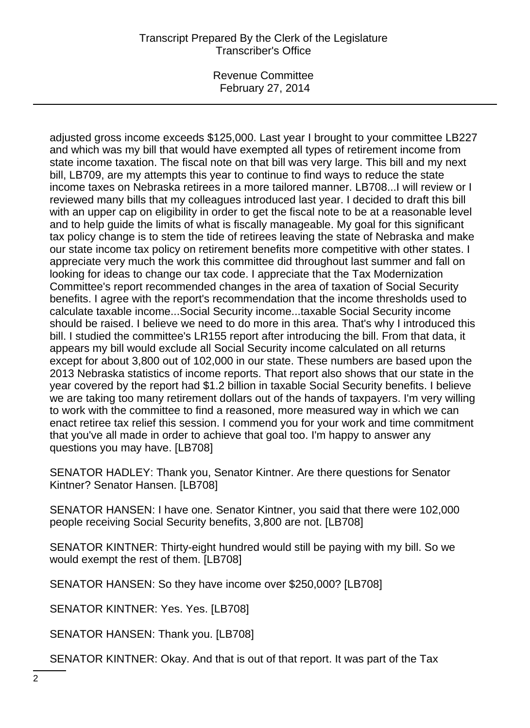adjusted gross income exceeds $125,000. Last year I brought to your committee LB227 and which was my bill that would have exempted all types of retirement income from state income taxation. The fiscal note on that bill was very large. This bill and my next bill, LB709, are my attempts this year to continue to find ways to reduce the state income taxes on Nebraska retirees in a more tailored manner. LB708...I will review or I reviewed many bills that my colleagues introduced last year. I decided to draft this bill with an upper cap on eligibility in order to get the fiscal note to be at a reasonable level and to help guide the limits of what is fiscally manageable. My goal for this significant tax policy change is to stem the tide of retirees leaving the state of Nebraska and make our state income tax policy on retirement benefits more competitive with other states. I appreciate very much the work this committee did throughout last summer and fall on looking for ideas to change our tax code. I appreciate that the Tax Modernization Committee's report recommended changes in the area of taxation of Social Security benefits. I agree with the report's recommendation that the income thresholds used to calculate taxable income...Social Security income...taxable Social Security income should be raised. I believe we need to do more in this area. That's why I introduced this bill. I studied the committee's LR155 report after introducing the bill. From that data, it appears my bill would exclude all Social Security income calculated on all returns except for about 3,800 out of 102,000 in our state. These numbers are based upon the 2013 Nebraska statistics of income reports. That report also shows that our state in the year covered by the report had $1.2 billion in taxable Social Security benefits. I believe we are taking too many retirement dollars out of the hands of taxpayers. I'm very willing to work with the committee to find a reasoned, more measured way in which we can enact retiree tax relief this session. I commend you for your work and time commitment that you've all made in order to achieve that goal too. I'm happy to answer any questions you may have. [LB708]

SENATOR HADLEY: Thank you, Senator Kintner. Are there questions for Senator Kintner? Senator Hansen. [LB708]

SENATOR HANSEN: I have one. Senator Kintner, you said that there were 102,000 people receiving Social Security benefits, 3,800 are not. [LB708]

SENATOR KINTNER: Thirty-eight hundred would still be paying with my bill. So we would exempt the rest of them. [LB708]

SENATOR HANSEN: So they have income over $250,000? [LB708]

SENATOR KINTNER: Yes. Yes. [LB708]

SENATOR HANSEN: Thank you. [LB708]

SENATOR KINTNER: Okay. And that is out of that report. It was part of the Tax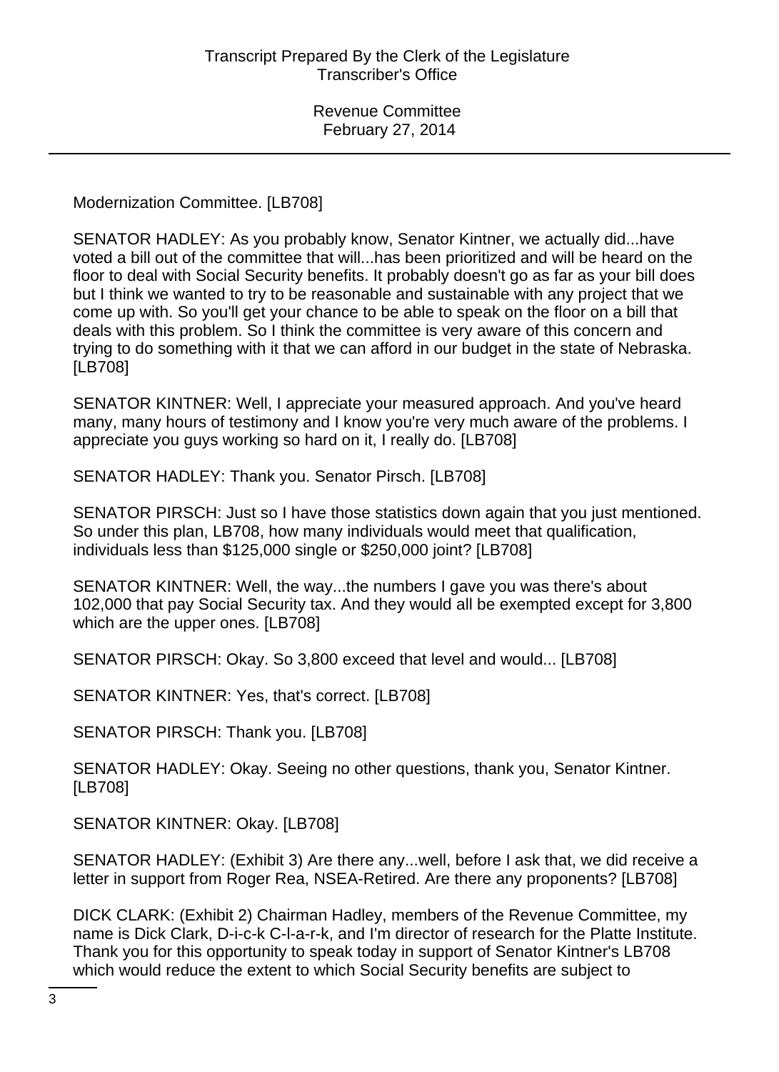Modernization Committee. [LB708]

SENATOR HADLEY: As you probably know, Senator Kintner, we actually did...have voted a bill out of the committee that will...has been prioritized and will be heard on the floor to deal with Social Security benefits. It probably doesn't go as far as your bill does but I think we wanted to try to be reasonable and sustainable with any project that we come up with. So you'll get your chance to be able to speak on the floor on a bill that deals with this problem. So I think the committee is very aware of this concern and trying to do something with it that we can afford in our budget in the state of Nebraska. [LB708]

SENATOR KINTNER: Well, I appreciate your measured approach. And you've heard many, many hours of testimony and I know you're very much aware of the problems. I appreciate you guys working so hard on it, I really do. [LB708]

SENATOR HADLEY: Thank you. Senator Pirsch. [LB708]

SENATOR PIRSCH: Just so I have those statistics down again that you just mentioned. So under this plan, LB708, how many individuals would meet that qualification, individuals less than $125,000 single or $250,000 joint? [LB708]

SENATOR KINTNER: Well, the way...the numbers I gave you was there's about 102,000 that pay Social Security tax. And they would all be exempted except for 3,800 which are the upper ones. [LB708]

SENATOR PIRSCH: Okay. So 3,800 exceed that level and would... [LB708]

SENATOR KINTNER: Yes, that's correct. [LB708]

SENATOR PIRSCH: Thank you. [LB708]

SENATOR HADLEY: Okay. Seeing no other questions, thank you, Senator Kintner. [LB708]

SENATOR KINTNER: Okay. [LB708]

SENATOR HADLEY: (Exhibit 3) Are there any...well, before I ask that, we did receive a letter in support from Roger Rea, NSEA-Retired. Are there any proponents? [LB708]

DICK CLARK: (Exhibit 2) Chairman Hadley, members of the Revenue Committee, my name is Dick Clark, D-i-c-k C-l-a-r-k, and I'm director of research for the Platte Institute. Thank you for this opportunity to speak today in support of Senator Kintner's LB708 which would reduce the extent to which Social Security benefits are subject to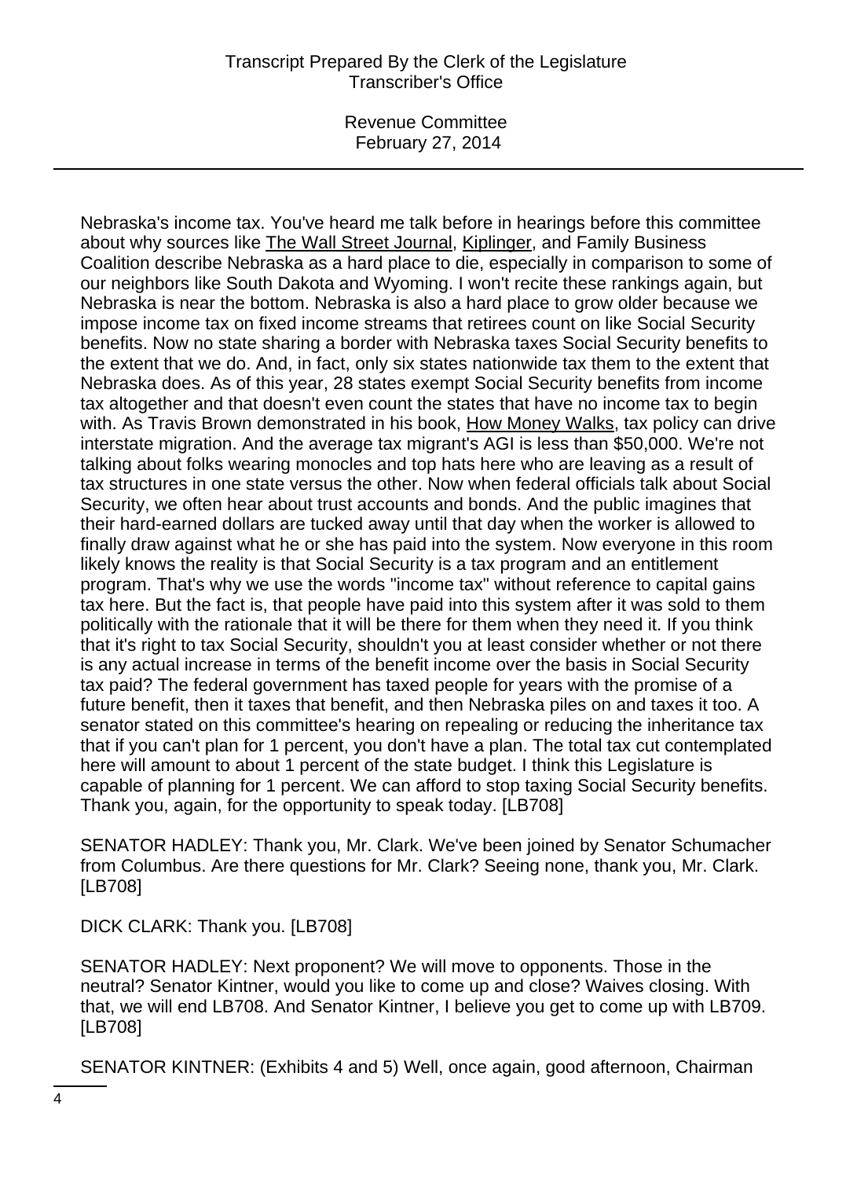Nebraska's income tax. You've heard me talk before in hearings before this committee about why sources like The Wall Street Journal, Kiplinger, and Family Business Coalition describe Nebraska as a hard place to die, especially in comparison to some of our neighbors like South Dakota and Wyoming. I won't recite these rankings again, but Nebraska is near the bottom. Nebraska is also a hard place to grow older because we impose income tax on fixed income streams that retirees count on like Social Security benefits. Now no state sharing a border with Nebraska taxes Social Security benefits to the extent that we do. And, in fact, only six states nationwide tax them to the extent that Nebraska does. As of this year, 28 states exempt Social Security benefits from income tax altogether and that doesn't even count the states that have no income tax to begin with. As Travis Brown demonstrated in his book, How Money Walks, tax policy can drive interstate migration. And the average tax migrant's AGI is less than $50,000. We're not talking about folks wearing monocles and top hats here who are leaving as a result of tax structures in one state versus the other. Now when federal officials talk about Social Security, we often hear about trust accounts and bonds. And the public imagines that their hard-earned dollars are tucked away until that day when the worker is allowed to finally draw against what he or she has paid into the system. Now everyone in this room likely knows the reality is that Social Security is a tax program and an entitlement program. That's why we use the words "income tax" without reference to capital gains tax here. But the fact is, that people have paid into this system after it was sold to them politically with the rationale that it will be there for them when they need it. If you think that it's right to tax Social Security, shouldn't you at least consider whether or not there is any actual increase in terms of the benefit income over the basis in Social Security tax paid? The federal government has taxed people for years with the promise of a future benefit, then it taxes that benefit, and then Nebraska piles on and taxes it too. A senator stated on this committee's hearing on repealing or reducing the inheritance tax that if you can't plan for 1 percent, you don't have a plan. The total tax cut contemplated here will amount to about 1 percent of the state budget. I think this Legislature is capable of planning for 1 percent. We can afford to stop taxing Social Security benefits. Thank you, again, for the opportunity to speak today. [LB708]

SENATOR HADLEY: Thank you, Mr. Clark. We've been joined by Senator Schumacher from Columbus. Are there questions for Mr. Clark? Seeing none, thank you, Mr. Clark. [LB708]

DICK CLARK: Thank you. [LB708]

SENATOR HADLEY: Next proponent? We will move to opponents. Those in the neutral? Senator Kintner, would you like to come up and close? Waives closing. With that, we will end LB708. And Senator Kintner, I believe you get to come up with LB709. [LB708]

SENATOR KINTNER: (Exhibits 4 and 5) Well, once again, good afternoon, Chairman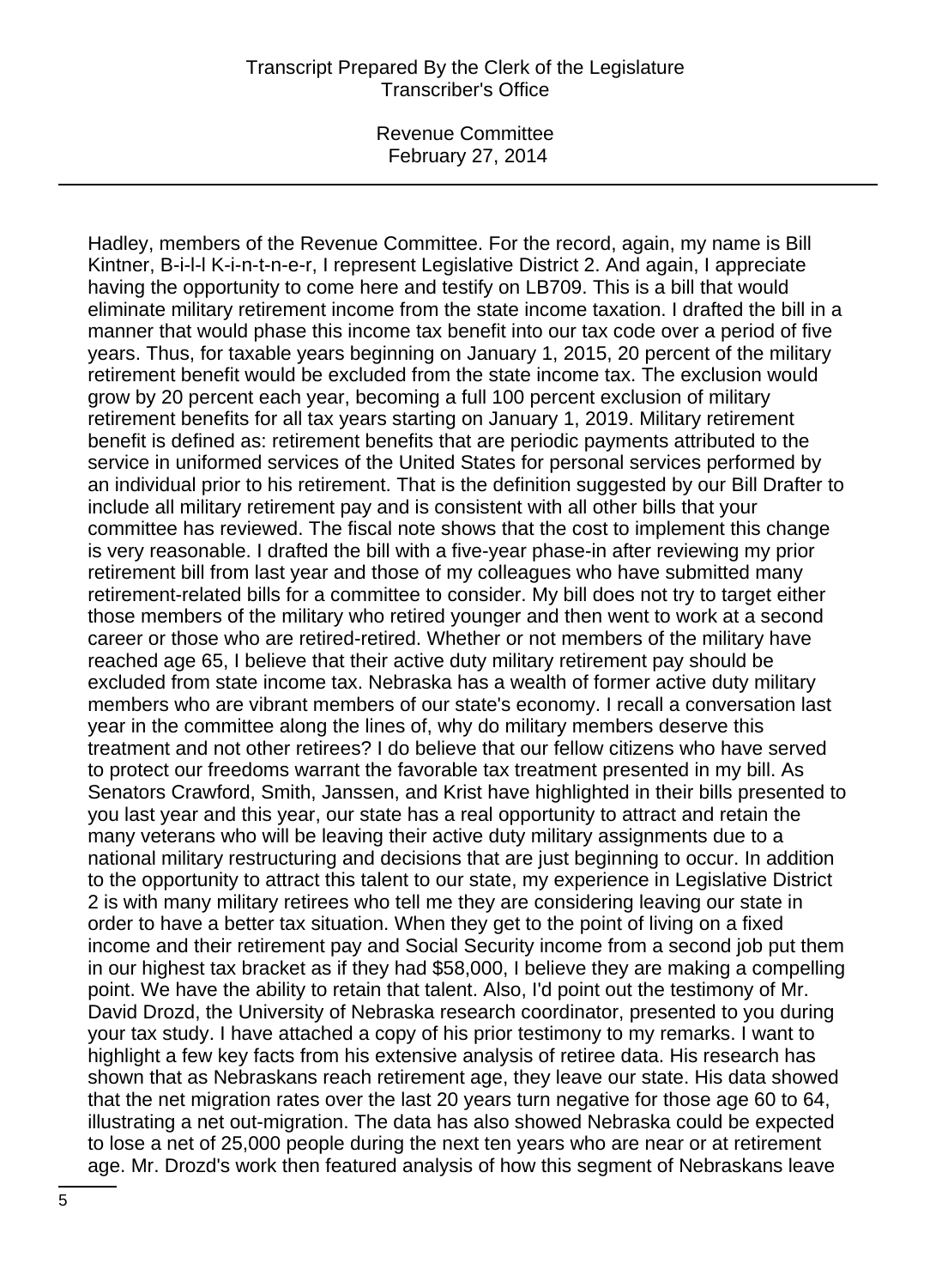Hadley, members of the Revenue Committee. For the record, again, my name is Bill Kintner, B-i-l-l K-i-n-t-n-e-r, I represent Legislative District 2. And again, I appreciate having the opportunity to come here and testify on LB709. This is a bill that would eliminate military retirement income from the state income taxation. I drafted the bill in a manner that would phase this income tax benefit into our tax code over a period of five years. Thus, for taxable years beginning on January 1, 2015, 20 percent of the military retirement benefit would be excluded from the state income tax. The exclusion would grow by 20 percent each year, becoming a full 100 percent exclusion of military retirement benefits for all tax years starting on January 1, 2019. Military retirement benefit is defined as: retirement benefits that are periodic payments attributed to the service in uniformed services of the United States for personal services performed by an individual prior to his retirement. That is the definition suggested by our Bill Drafter to include all military retirement pay and is consistent with all other bills that your committee has reviewed. The fiscal note shows that the cost to implement this change is very reasonable. I drafted the bill with a five-year phase-in after reviewing my prior retirement bill from last year and those of my colleagues who have submitted many retirement-related bills for a committee to consider. My bill does not try to target either those members of the military who retired younger and then went to work at a second career or those who are retired-retired. Whether or not members of the military have reached age 65, I believe that their active duty military retirement pay should be excluded from state income tax. Nebraska has a wealth of former active duty military members who are vibrant members of our state's economy. I recall a conversation last year in the committee along the lines of, why do military members deserve this treatment and not other retirees? I do believe that our fellow citizens who have served to protect our freedoms warrant the favorable tax treatment presented in my bill. As Senators Crawford, Smith, Janssen, and Krist have highlighted in their bills presented to you last year and this year, our state has a real opportunity to attract and retain the many veterans who will be leaving their active duty military assignments due to a national military restructuring and decisions that are just beginning to occur. In addition to the opportunity to attract this talent to our state, my experience in Legislative District 2 is with many military retirees who tell me they are considering leaving our state in order to have a better tax situation. When they get to the point of living on a fixed income and their retirement pay and Social Security income from a second job put them in our highest tax bracket as if they had $58,000, I believe they are making a compelling point. We have the ability to retain that talent. Also, I'd point out the testimony of Mr. David Drozd, the University of Nebraska research coordinator, presented to you during your tax study. I have attached a copy of his prior testimony to my remarks. I want to highlight a few key facts from his extensive analysis of retiree data. His research has shown that as Nebraskans reach retirement age, they leave our state. His data showed that the net migration rates over the last 20 years turn negative for those age 60 to 64, illustrating a net out-migration. The data has also showed Nebraska could be expected to lose a net of 25,000 people during the next ten years who are near or at retirement age. Mr. Drozd's work then featured analysis of how this segment of Nebraskans leave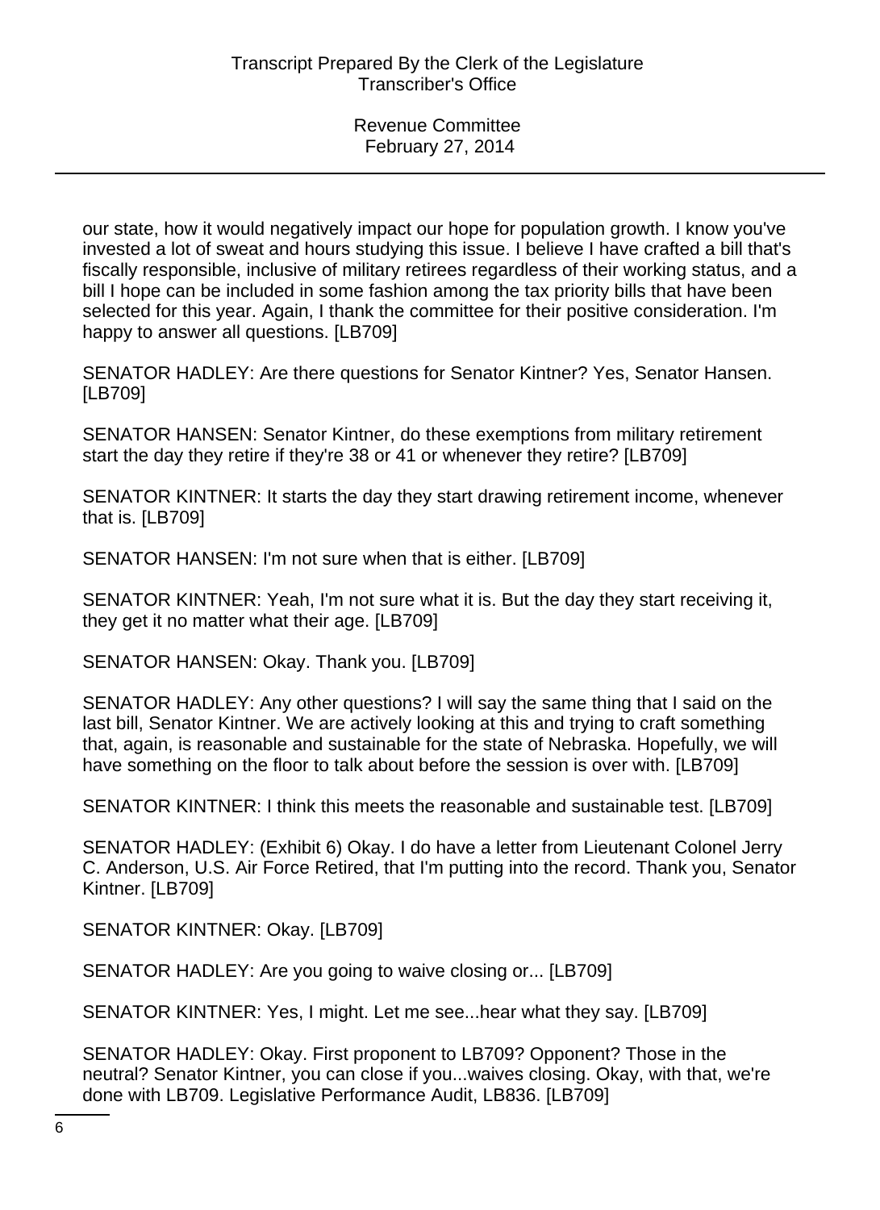our state, how it would negatively impact our hope for population growth. I know you've invested a lot of sweat and hours studying this issue. I believe I have crafted a bill that's fiscally responsible, inclusive of military retirees regardless of their working status, and a bill I hope can be included in some fashion among the tax priority bills that have been selected for this year. Again, I thank the committee for their positive consideration. I'm happy to answer all questions. [LB709]

SENATOR HADLEY: Are there questions for Senator Kintner? Yes, Senator Hansen. [LB709]

SENATOR HANSEN: Senator Kintner, do these exemptions from military retirement start the day they retire if they're 38 or 41 or whenever they retire? [LB709]

SENATOR KINTNER: It starts the day they start drawing retirement income, whenever that is. [LB709]

SENATOR HANSEN: I'm not sure when that is either. [LB709]

SENATOR KINTNER: Yeah, I'm not sure what it is. But the day they start receiving it, they get it no matter what their age. [LB709]

SENATOR HANSEN: Okay. Thank you. [LB709]

SENATOR HADLEY: Any other questions? I will say the same thing that I said on the last bill, Senator Kintner. We are actively looking at this and trying to craft something that, again, is reasonable and sustainable for the state of Nebraska. Hopefully, we will have something on the floor to talk about before the session is over with. [LB709]

SENATOR KINTNER: I think this meets the reasonable and sustainable test. [LB709]

SENATOR HADLEY: (Exhibit 6) Okay. I do have a letter from Lieutenant Colonel Jerry C. Anderson, U.S. Air Force Retired, that I'm putting into the record. Thank you, Senator Kintner. [LB709]

SENATOR KINTNER: Okay. [LB709]

SENATOR HADLEY: Are you going to waive closing or... [LB709]

SENATOR KINTNER: Yes, I might. Let me see...hear what they say. [LB709]

SENATOR HADLEY: Okay. First proponent to LB709? Opponent? Those in the neutral? Senator Kintner, you can close if you...waives closing. Okay, with that, we're done with LB709. Legislative Performance Audit, LB836. [LB709]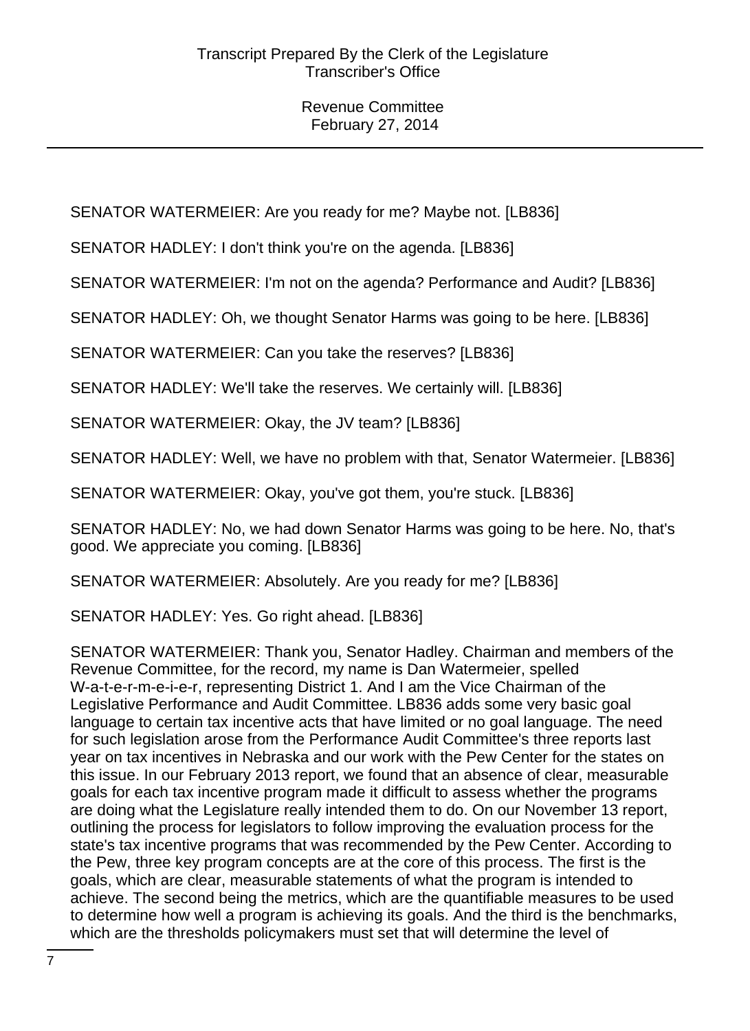SENATOR WATERMEIER: Are you ready for me? Maybe not. [LB836]

SENATOR HADLEY: I don't think you're on the agenda. [LB836]

SENATOR WATERMEIER: I'm not on the agenda? Performance and Audit? [LB836]

SENATOR HADLEY: Oh, we thought Senator Harms was going to be here. [LB836]

SENATOR WATERMEIER: Can you take the reserves? [LB836]

SENATOR HADLEY: We'll take the reserves. We certainly will. [LB836]

SENATOR WATERMEIER: Okay, the JV team? [LB836]

SENATOR HADLEY: Well, we have no problem with that, Senator Watermeier. [LB836]

SENATOR WATERMEIER: Okay, you've got them, you're stuck. [LB836]

SENATOR HADLEY: No, we had down Senator Harms was going to be here. No, that's good. We appreciate you coming. [LB836]

SENATOR WATERMEIER: Absolutely. Are you ready for me? [LB836]

SENATOR HADLEY: Yes. Go right ahead. [LB836]

SENATOR WATERMEIER: Thank you, Senator Hadley. Chairman and members of the Revenue Committee, for the record, my name is Dan Watermeier, spelled W-a-t-e-r-m-e-i-e-r, representing District 1. And I am the Vice Chairman of the Legislative Performance and Audit Committee. LB836 adds some very basic goal language to certain tax incentive acts that have limited or no goal language. The need for such legislation arose from the Performance Audit Committee's three reports last year on tax incentives in Nebraska and our work with the Pew Center for the states on this issue. In our February 2013 report, we found that an absence of clear, measurable goals for each tax incentive program made it difficult to assess whether the programs are doing what the Legislature really intended them to do. On our November 13 report, outlining the process for legislators to follow improving the evaluation process for the state's tax incentive programs that was recommended by the Pew Center. According to the Pew, three key program concepts are at the core of this process. The first is the goals, which are clear, measurable statements of what the program is intended to achieve. The second being the metrics, which are the quantifiable measures to be used to determine how well a program is achieving its goals. And the third is the benchmarks, which are the thresholds policymakers must set that will determine the level of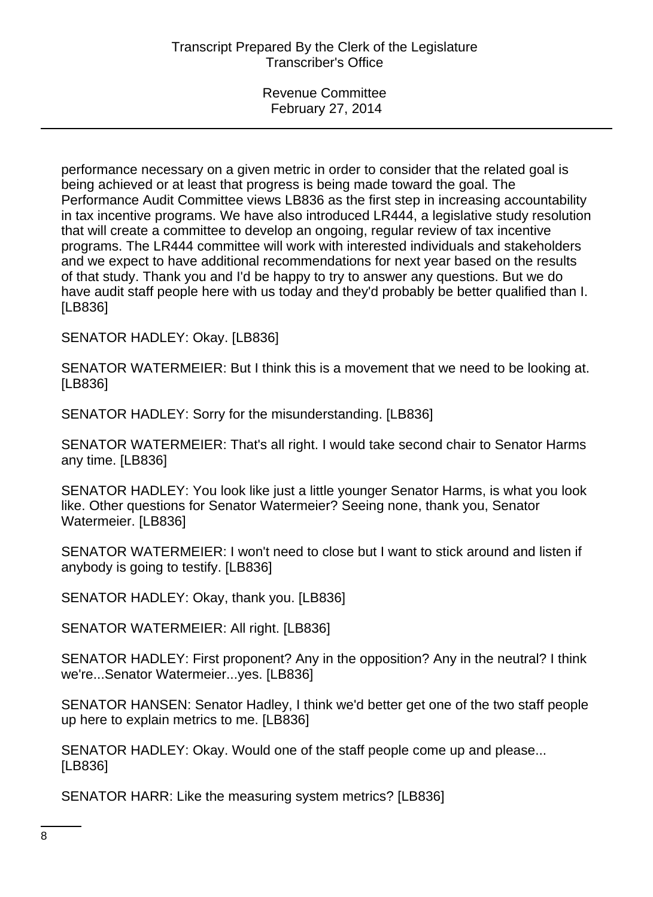performance necessary on a given metric in order to consider that the related goal is being achieved or at least that progress is being made toward the goal. The Performance Audit Committee views LB836 as the first step in increasing accountability in tax incentive programs. We have also introduced LR444, a legislative study resolution that will create a committee to develop an ongoing, regular review of tax incentive programs. The LR444 committee will work with interested individuals and stakeholders and we expect to have additional recommendations for next year based on the results of that study. Thank you and I'd be happy to try to answer any questions. But we do have audit staff people here with us today and they'd probably be better qualified than I. [LB836]

SENATOR HADLEY: Okay. [LB836]

SENATOR WATERMEIER: But I think this is a movement that we need to be looking at. [LB836]

SENATOR HADLEY: Sorry for the misunderstanding. [LB836]

SENATOR WATERMEIER: That's all right. I would take second chair to Senator Harms any time. [LB836]

SENATOR HADLEY: You look like just a little younger Senator Harms, is what you look like. Other questions for Senator Watermeier? Seeing none, thank you, Senator Watermeier. [LB836]

SENATOR WATERMEIER: I won't need to close but I want to stick around and listen if anybody is going to testify. [LB836]

SENATOR HADLEY: Okay, thank you. [LB836]

SENATOR WATERMEIER: All right. [LB836]

SENATOR HADLEY: First proponent? Any in the opposition? Any in the neutral? I think we're...Senator Watermeier...yes. [LB836]

SENATOR HANSEN: Senator Hadley, I think we'd better get one of the two staff people up here to explain metrics to me. [LB836]

SENATOR HADLEY: Okay. Would one of the staff people come up and please... [LB836]

SENATOR HARR: Like the measuring system metrics? [LB836]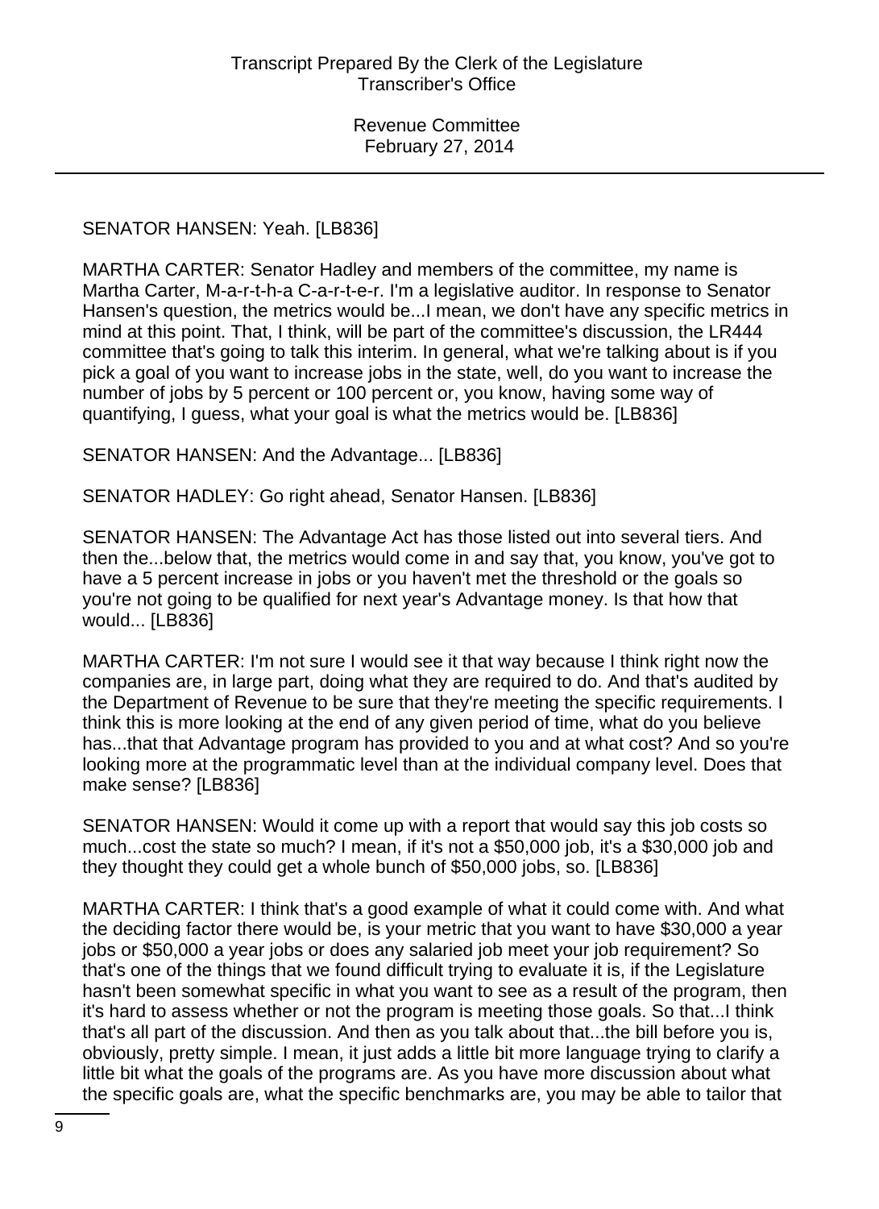SENATOR HANSEN: Yeah. [LB836]

MARTHA CARTER: Senator Hadley and members of the committee, my name is Martha Carter, M-a-r-t-h-a C-a-r-t-e-r. I'm a legislative auditor. In response to Senator Hansen's question, the metrics would be...I mean, we don't have any specific metrics in mind at this point. That, I think, will be part of the committee's discussion, the LR444 committee that's going to talk this interim. In general, what we're talking about is if you pick a goal of you want to increase jobs in the state, well, do you want to increase the number of jobs by 5 percent or 100 percent or, you know, having some way of quantifying, I guess, what your goal is what the metrics would be. [LB836]

SENATOR HANSEN: And the Advantage... [LB836]

SENATOR HADLEY: Go right ahead, Senator Hansen. [LB836]

SENATOR HANSEN: The Advantage Act has those listed out into several tiers. And then the...below that, the metrics would come in and say that, you know, you've got to have a 5 percent increase in jobs or you haven't met the threshold or the goals so you're not going to be qualified for next year's Advantage money. Is that how that would... [LB836]

MARTHA CARTER: I'm not sure I would see it that way because I think right now the companies are, in large part, doing what they are required to do. And that's audited by the Department of Revenue to be sure that they're meeting the specific requirements. I think this is more looking at the end of any given period of time, what do you believe has...that that Advantage program has provided to you and at what cost? And so you're looking more at the programmatic level than at the individual company level. Does that make sense? [LB836]

SENATOR HANSEN: Would it come up with a report that would say this job costs so much...cost the state so much? I mean, if it's not a $50,000 job, it's a $30,000 job and they thought they could get a whole bunch of $50,000 jobs, so. [LB836]

MARTHA CARTER: I think that's a good example of what it could come with. And what the deciding factor there would be, is your metric that you want to have $30,000 a year jobs or $50,000 a year jobs or does any salaried job meet your job requirement? So that's one of the things that we found difficult trying to evaluate it is, if the Legislature hasn't been somewhat specific in what you want to see as a result of the program, then it's hard to assess whether or not the program is meeting those goals. So that...I think that's all part of the discussion. And then as you talk about that...the bill before you is, obviously, pretty simple. I mean, it just adds a little bit more language trying to clarify a little bit what the goals of the programs are. As you have more discussion about what the specific goals are, what the specific benchmarks are, you may be able to tailor that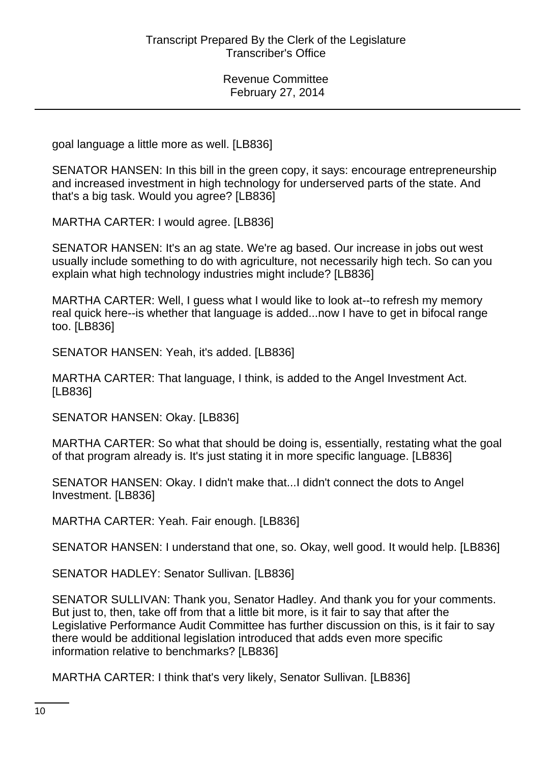goal language a little more as well. [LB836]

SENATOR HANSEN: In this bill in the green copy, it says: encourage entrepreneurship and increased investment in high technology for underserved parts of the state. And that's a big task. Would you agree? [LB836]

MARTHA CARTER: I would agree. [LB836]

SENATOR HANSEN: It's an ag state. We're ag based. Our increase in jobs out west usually include something to do with agriculture, not necessarily high tech. So can you explain what high technology industries might include? [LB836]

MARTHA CARTER: Well, I guess what I would like to look at--to refresh my memory real quick here--is whether that language is added...now I have to get in bifocal range too. [LB836]

SENATOR HANSEN: Yeah, it's added. [LB836]

MARTHA CARTER: That language, I think, is added to the Angel Investment Act. [LB836]

SENATOR HANSEN: Okay. [LB836]

MARTHA CARTER: So what that should be doing is, essentially, restating what the goal of that program already is. It's just stating it in more specific language. [LB836]

SENATOR HANSEN: Okay. I didn't make that...I didn't connect the dots to Angel Investment. [LB836]

MARTHA CARTER: Yeah. Fair enough. [LB836]

SENATOR HANSEN: I understand that one, so. Okay, well good. It would help. [LB836]

SENATOR HADLEY: Senator Sullivan. [LB836]

SENATOR SULLIVAN: Thank you, Senator Hadley. And thank you for your comments. But just to, then, take off from that a little bit more, is it fair to say that after the Legislative Performance Audit Committee has further discussion on this, is it fair to say there would be additional legislation introduced that adds even more specific information relative to benchmarks? [LB836]

MARTHA CARTER: I think that's very likely, Senator Sullivan. [LB836]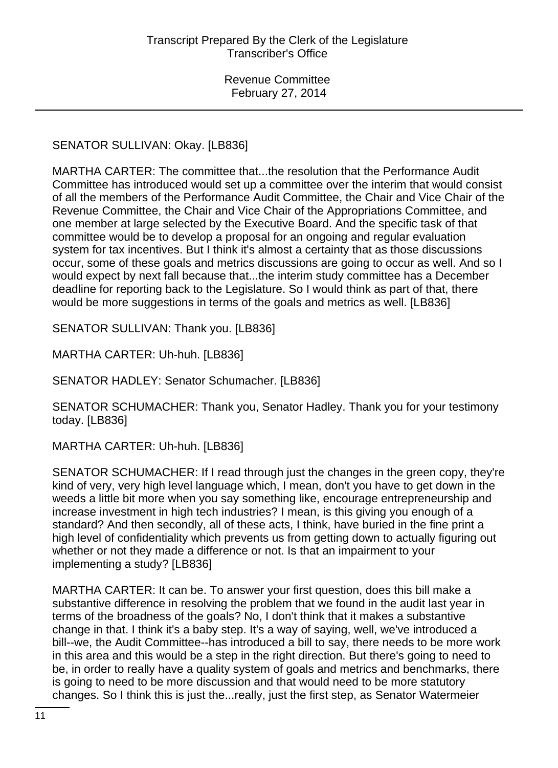SENATOR SULLIVAN: Okay. [LB836]

MARTHA CARTER: The committee that...the resolution that the Performance Audit Committee has introduced would set up a committee over the interim that would consist of all the members of the Performance Audit Committee, the Chair and Vice Chair of the Revenue Committee, the Chair and Vice Chair of the Appropriations Committee, and one member at large selected by the Executive Board. And the specific task of that committee would be to develop a proposal for an ongoing and regular evaluation system for tax incentives. But I think it's almost a certainty that as those discussions occur, some of these goals and metrics discussions are going to occur as well. And so I would expect by next fall because that...the interim study committee has a December deadline for reporting back to the Legislature. So I would think as part of that, there would be more suggestions in terms of the goals and metrics as well. [LB836]

SENATOR SULLIVAN: Thank you. [LB836]

MARTHA CARTER: Uh-huh. [LB836]

SENATOR HADLEY: Senator Schumacher. [LB836]

SENATOR SCHUMACHER: Thank you, Senator Hadley. Thank you for your testimony today. [LB836]

MARTHA CARTER: Uh-huh. [LB836]

SENATOR SCHUMACHER: If I read through just the changes in the green copy, they're kind of very, very high level language which, I mean, don't you have to get down in the weeds a little bit more when you say something like, encourage entrepreneurship and increase investment in high tech industries? I mean, is this giving you enough of a standard? And then secondly, all of these acts, I think, have buried in the fine print a high level of confidentiality which prevents us from getting down to actually figuring out whether or not they made a difference or not. Is that an impairment to your implementing a study? [LB836]

MARTHA CARTER: It can be. To answer your first question, does this bill make a substantive difference in resolving the problem that we found in the audit last year in terms of the broadness of the goals? No, I don't think that it makes a substantive change in that. I think it's a baby step. It's a way of saying, well, we've introduced a bill--we, the Audit Committee--has introduced a bill to say, there needs to be more work in this area and this would be a step in the right direction. But there's going to need to be, in order to really have a quality system of goals and metrics and benchmarks, there is going to need to be more discussion and that would need to be more statutory changes. So I think this is just the...really, just the first step, as Senator Watermeier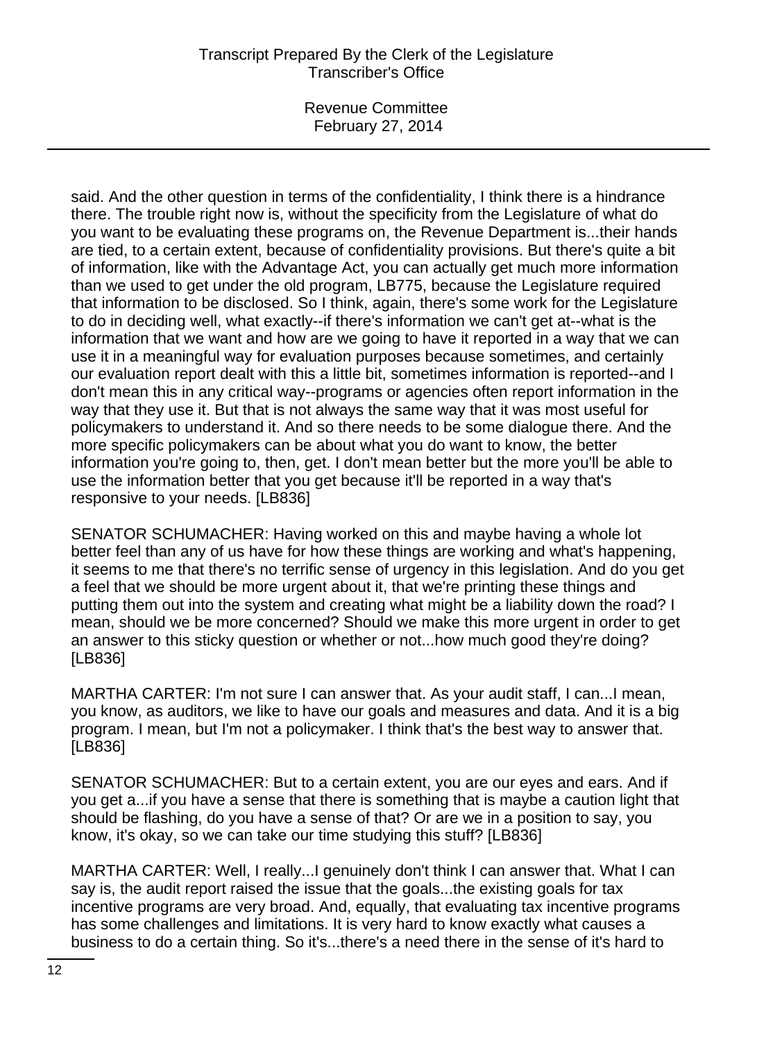said. And the other question in terms of the confidentiality, I think there is a hindrance there. The trouble right now is, without the specificity from the Legislature of what do you want to be evaluating these programs on, the Revenue Department is...their hands are tied, to a certain extent, because of confidentiality provisions. But there's quite a bit of information, like with the Advantage Act, you can actually get much more information than we used to get under the old program, LB775, because the Legislature required that information to be disclosed. So I think, again, there's some work for the Legislature to do in deciding well, what exactly--if there's information we can't get at--what is the information that we want and how are we going to have it reported in a way that we can use it in a meaningful way for evaluation purposes because sometimes, and certainly our evaluation report dealt with this a little bit, sometimes information is reported--and I don't mean this in any critical way--programs or agencies often report information in the way that they use it. But that is not always the same way that it was most useful for policymakers to understand it. And so there needs to be some dialogue there. And the more specific policymakers can be about what you do want to know, the better information you're going to, then, get. I don't mean better but the more you'll be able to use the information better that you get because it'll be reported in a way that's responsive to your needs. [LB836]

SENATOR SCHUMACHER: Having worked on this and maybe having a whole lot better feel than any of us have for how these things are working and what's happening, it seems to me that there's no terrific sense of urgency in this legislation. And do you get a feel that we should be more urgent about it, that we're printing these things and putting them out into the system and creating what might be a liability down the road? I mean, should we be more concerned? Should we make this more urgent in order to get an answer to this sticky question or whether or not...how much good they're doing? [LB836]

MARTHA CARTER: I'm not sure I can answer that. As your audit staff, I can...I mean, you know, as auditors, we like to have our goals and measures and data. And it is a big program. I mean, but I'm not a policymaker. I think that's the best way to answer that. [LB836]

SENATOR SCHUMACHER: But to a certain extent, you are our eyes and ears. And if you get a...if you have a sense that there is something that is maybe a caution light that should be flashing, do you have a sense of that? Or are we in a position to say, you know, it's okay, so we can take our time studying this stuff? [LB836]

MARTHA CARTER: Well, I really...I genuinely don't think I can answer that. What I can say is, the audit report raised the issue that the goals...the existing goals for tax incentive programs are very broad. And, equally, that evaluating tax incentive programs has some challenges and limitations. It is very hard to know exactly what causes a business to do a certain thing. So it's...there's a need there in the sense of it's hard to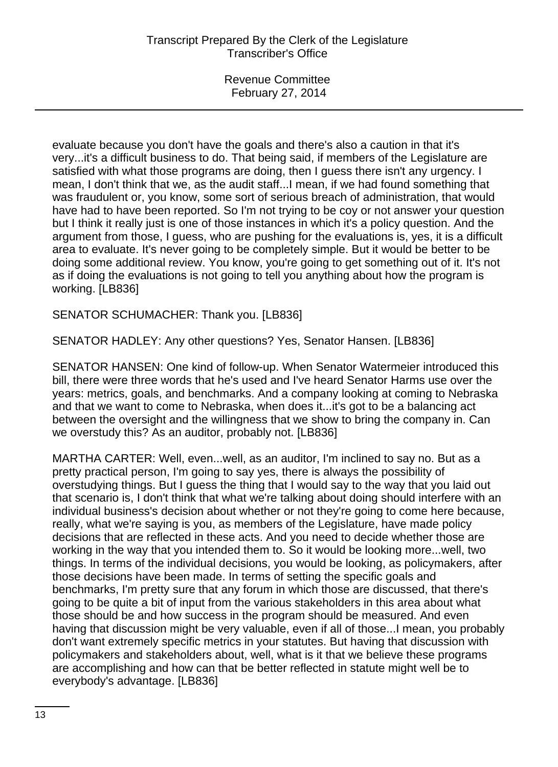evaluate because you don't have the goals and there's also a caution in that it's very...it's a difficult business to do. That being said, if members of the Legislature are satisfied with what those programs are doing, then I guess there isn't any urgency. I mean, I don't think that we, as the audit staff...I mean, if we had found something that was fraudulent or, you know, some sort of serious breach of administration, that would have had to have been reported. So I'm not trying to be coy or not answer your question but I think it really just is one of those instances in which it's a policy question. And the argument from those, I guess, who are pushing for the evaluations is, yes, it is a difficult area to evaluate. It's never going to be completely simple. But it would be better to be doing some additional review. You know, you're going to get something out of it. It's not as if doing the evaluations is not going to tell you anything about how the program is working. [LB836]

SENATOR SCHUMACHER: Thank you. [LB836]

SENATOR HADLEY: Any other questions? Yes, Senator Hansen. [LB836]

SENATOR HANSEN: One kind of follow-up. When Senator Watermeier introduced this bill, there were three words that he's used and I've heard Senator Harms use over the years: metrics, goals, and benchmarks. And a company looking at coming to Nebraska and that we want to come to Nebraska, when does it...it's got to be a balancing act between the oversight and the willingness that we show to bring the company in. Can we overstudy this? As an auditor, probably not. [LB836]

MARTHA CARTER: Well, even...well, as an auditor, I'm inclined to say no. But as a pretty practical person, I'm going to say yes, there is always the possibility of overstudying things. But I guess the thing that I would say to the way that you laid out that scenario is, I don't think that what we're talking about doing should interfere with an individual business's decision about whether or not they're going to come here because, really, what we're saying is you, as members of the Legislature, have made policy decisions that are reflected in these acts. And you need to decide whether those are working in the way that you intended them to. So it would be looking more...well, two things. In terms of the individual decisions, you would be looking, as policymakers, after those decisions have been made. In terms of setting the specific goals and benchmarks, I'm pretty sure that any forum in which those are discussed, that there's going to be quite a bit of input from the various stakeholders in this area about what those should be and how success in the program should be measured. And even having that discussion might be very valuable, even if all of those...I mean, you probably don't want extremely specific metrics in your statutes. But having that discussion with policymakers and stakeholders about, well, what is it that we believe these programs are accomplishing and how can that be better reflected in statute might well be to everybody's advantage. [LB836]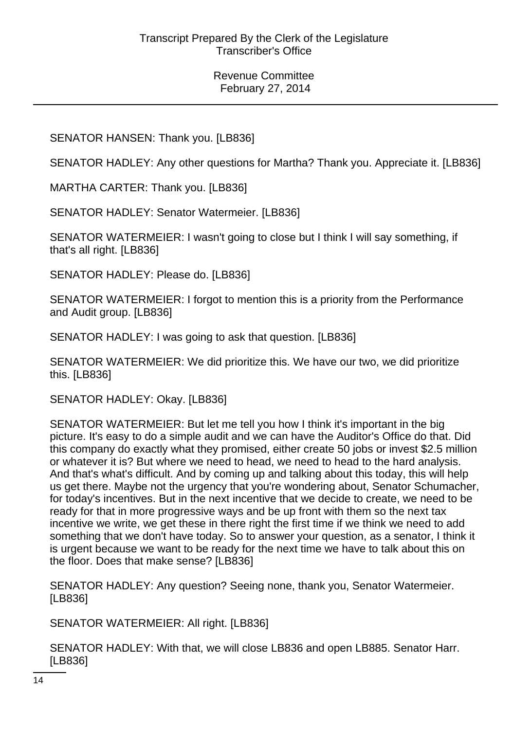SENATOR HANSEN: Thank you. [LB836]

SENATOR HADLEY: Any other questions for Martha? Thank you. Appreciate it. [LB836]

MARTHA CARTER: Thank you. [LB836]

SENATOR HADLEY: Senator Watermeier. [LB836]

SENATOR WATERMEIER: I wasn't going to close but I think I will say something, if that's all right. [LB836]

SENATOR HADLEY: Please do. [LB836]

SENATOR WATERMEIER: I forgot to mention this is a priority from the Performance and Audit group. [LB836]

SENATOR HADLEY: I was going to ask that question. [LB836]

SENATOR WATERMEIER: We did prioritize this. We have our two, we did prioritize this. [LB836]

SENATOR HADLEY: Okay. [LB836]

SENATOR WATERMEIER: But let me tell you how I think it's important in the big picture. It's easy to do a simple audit and we can have the Auditor's Office do that. Did this company do exactly what they promised, either create 50 jobs or invest $2.5 million or whatever it is? But where we need to head, we need to head to the hard analysis. And that's what's difficult. And by coming up and talking about this today, this will help us get there. Maybe not the urgency that you're wondering about, Senator Schumacher, for today's incentives. But in the next incentive that we decide to create, we need to be ready for that in more progressive ways and be up front with them so the next tax incentive we write, we get these in there right the first time if we think we need to add something that we don't have today. So to answer your question, as a senator, I think it is urgent because we want to be ready for the next time we have to talk about this on the floor. Does that make sense? [LB836]

SENATOR HADLEY: Any question? Seeing none, thank you, Senator Watermeier. [LB836]

SENATOR WATERMEIER: All right. [LB836]

SENATOR HADLEY: With that, we will close LB836 and open LB885. Senator Harr. [LB836]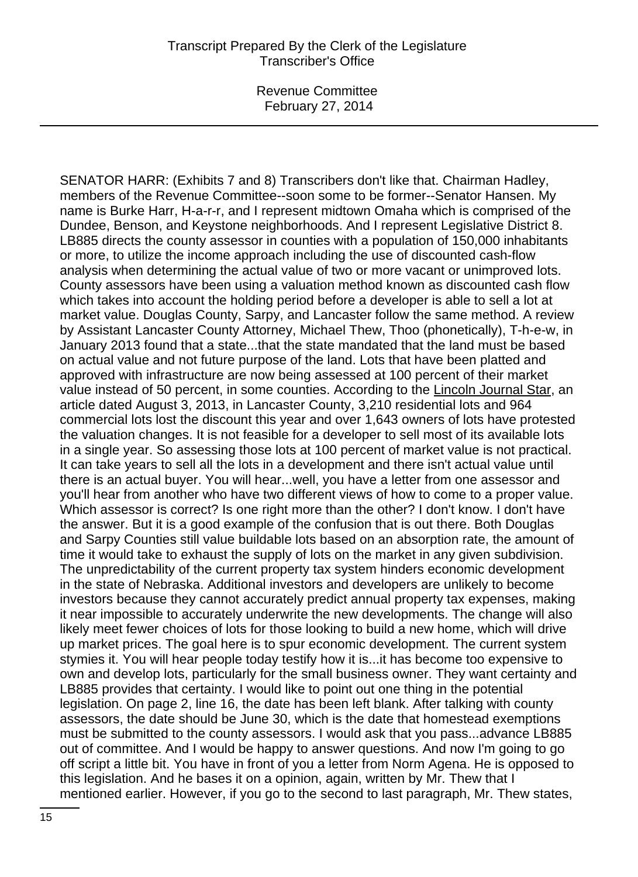SENATOR HARR: (Exhibits 7 and 8) Transcribers don't like that. Chairman Hadley, members of the Revenue Committee--soon some to be former--Senator Hansen. My name is Burke Harr, H-a-r-r, and I represent midtown Omaha which is comprised of the Dundee, Benson, and Keystone neighborhoods. And I represent Legislative District 8. LB885 directs the county assessor in counties with a population of 150,000 inhabitants or more, to utilize the income approach including the use of discounted cash-flow analysis when determining the actual value of two or more vacant or unimproved lots. County assessors have been using a valuation method known as discounted cash flow which takes into account the holding period before a developer is able to sell a lot at market value. Douglas County, Sarpy, and Lancaster follow the same method. A review by Assistant Lancaster County Attorney, Michael Thew, Thoo (phonetically), T-h-e-w, in January 2013 found that a state...that the state mandated that the land must be based on actual value and not future purpose of the land. Lots that have been platted and approved with infrastructure are now being assessed at 100 percent of their market value instead of 50 percent, in some counties. According to the Lincoln Journal Star, an article dated August 3, 2013, in Lancaster County, 3,210 residential lots and 964 commercial lots lost the discount this year and over 1,643 owners of lots have protested the valuation changes. It is not feasible for a developer to sell most of its available lots in a single year. So assessing those lots at 100 percent of market value is not practical. It can take years to sell all the lots in a development and there isn't actual value until there is an actual buyer. You will hear...well, you have a letter from one assessor and you'll hear from another who have two different views of how to come to a proper value. Which assessor is correct? Is one right more than the other? I don't know. I don't have the answer. But it is a good example of the confusion that is out there. Both Douglas and Sarpy Counties still value buildable lots based on an absorption rate, the amount of time it would take to exhaust the supply of lots on the market in any given subdivision. The unpredictability of the current property tax system hinders economic development in the state of Nebraska. Additional investors and developers are unlikely to become investors because they cannot accurately predict annual property tax expenses, making it near impossible to accurately underwrite the new developments. The change will also likely meet fewer choices of lots for those looking to build a new home, which will drive up market prices. The goal here is to spur economic development. The current system stymies it. You will hear people today testify how it is...it has become too expensive to own and develop lots, particularly for the small business owner. They want certainty and LB885 provides that certainty. I would like to point out one thing in the potential legislation. On page 2, line 16, the date has been left blank. After talking with county assessors, the date should be June 30, which is the date that homestead exemptions must be submitted to the county assessors. I would ask that you pass...advance LB885 out of committee. And I would be happy to answer questions. And now I'm going to go off script a little bit. You have in front of you a letter from Norm Agena. He is opposed to this legislation. And he bases it on a opinion, again, written by Mr. Thew that I mentioned earlier. However, if you go to the second to last paragraph, Mr. Thew states,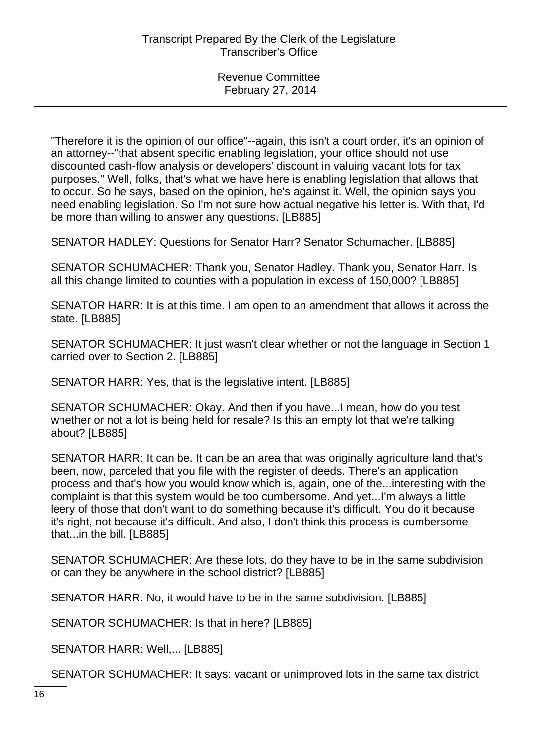"Therefore it is the opinion of our office"--again, this isn't a court order, it's an opinion of an attorney--"that absent specific enabling legislation, your office should not use discounted cash-flow analysis or developers' discount in valuing vacant lots for tax purposes." Well, folks, that's what we have here is enabling legislation that allows that to occur. So he says, based on the opinion, he's against it. Well, the opinion says you need enabling legislation. So I'm not sure how actual negative his letter is. With that, I'd be more than willing to answer any questions. [LB885]

SENATOR HADLEY: Questions for Senator Harr? Senator Schumacher. [LB885]

SENATOR SCHUMACHER: Thank you, Senator Hadley. Thank you, Senator Harr. Is all this change limited to counties with a population in excess of 150,000? [LB885]

SENATOR HARR: It is at this time. I am open to an amendment that allows it across the state. [LB885]

SENATOR SCHUMACHER: It just wasn't clear whether or not the language in Section 1 carried over to Section 2. [LB885]

SENATOR HARR: Yes, that is the legislative intent. [LB885]

SENATOR SCHUMACHER: Okay. And then if you have...I mean, how do you test whether or not a lot is being held for resale? Is this an empty lot that we're talking about? [LB885]

SENATOR HARR: It can be. It can be an area that was originally agriculture land that's been, now, parceled that you file with the register of deeds. There's an application process and that's how you would know which is, again, one of the...interesting with the complaint is that this system would be too cumbersome. And yet...I'm always a little leery of those that don't want to do something because it's difficult. You do it because it's right, not because it's difficult. And also, I don't think this process is cumbersome that...in the bill. [LB885]

SENATOR SCHUMACHER: Are these lots, do they have to be in the same subdivision or can they be anywhere in the school district? [LB885]

SENATOR HARR: No, it would have to be in the same subdivision. [LB885]

SENATOR SCHUMACHER: Is that in here? [LB885]

SENATOR HARR: Well,... [LB885]

SENATOR SCHUMACHER: It says: vacant or unimproved lots in the same tax district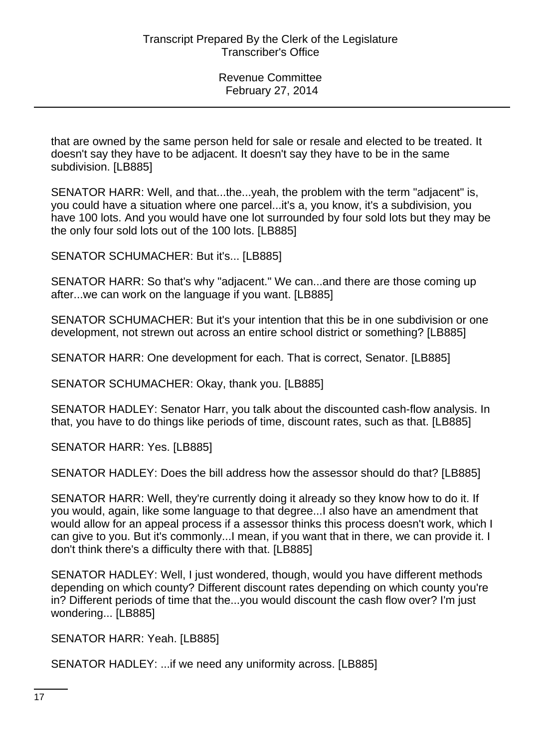that are owned by the same person held for sale or resale and elected to be treated. It doesn't say they have to be adjacent. It doesn't say they have to be in the same subdivision. [LB885]

SENATOR HARR: Well, and that...the...yeah, the problem with the term "adjacent" is, you could have a situation where one parcel...it's a, you know, it's a subdivision, you have 100 lots. And you would have one lot surrounded by four sold lots but they may be the only four sold lots out of the 100 lots. [LB885]

SENATOR SCHUMACHER: But it's... [LB885]

SENATOR HARR: So that's why "adjacent." We can...and there are those coming up after...we can work on the language if you want. [LB885]

SENATOR SCHUMACHER: But it's your intention that this be in one subdivision or one development, not strewn out across an entire school district or something? [LB885]

SENATOR HARR: One development for each. That is correct, Senator. [LB885]

SENATOR SCHUMACHER: Okay, thank you. [LB885]

SENATOR HADLEY: Senator Harr, you talk about the discounted cash-flow analysis. In that, you have to do things like periods of time, discount rates, such as that. [LB885]

SENATOR HARR: Yes. [LB885]

SENATOR HADLEY: Does the bill address how the assessor should do that? [LB885]

SENATOR HARR: Well, they're currently doing it already so they know how to do it. If you would, again, like some language to that degree...I also have an amendment that would allow for an appeal process if a assessor thinks this process doesn't work, which I can give to you. But it's commonly...I mean, if you want that in there, we can provide it. I don't think there's a difficulty there with that. [LB885]

SENATOR HADLEY: Well, I just wondered, though, would you have different methods depending on which county? Different discount rates depending on which county you're in? Different periods of time that the...you would discount the cash flow over? I'm just wondering... [LB885]

SENATOR HARR: Yeah. [LB885]

SENATOR HADLEY: ...if we need any uniformity across. [LB885]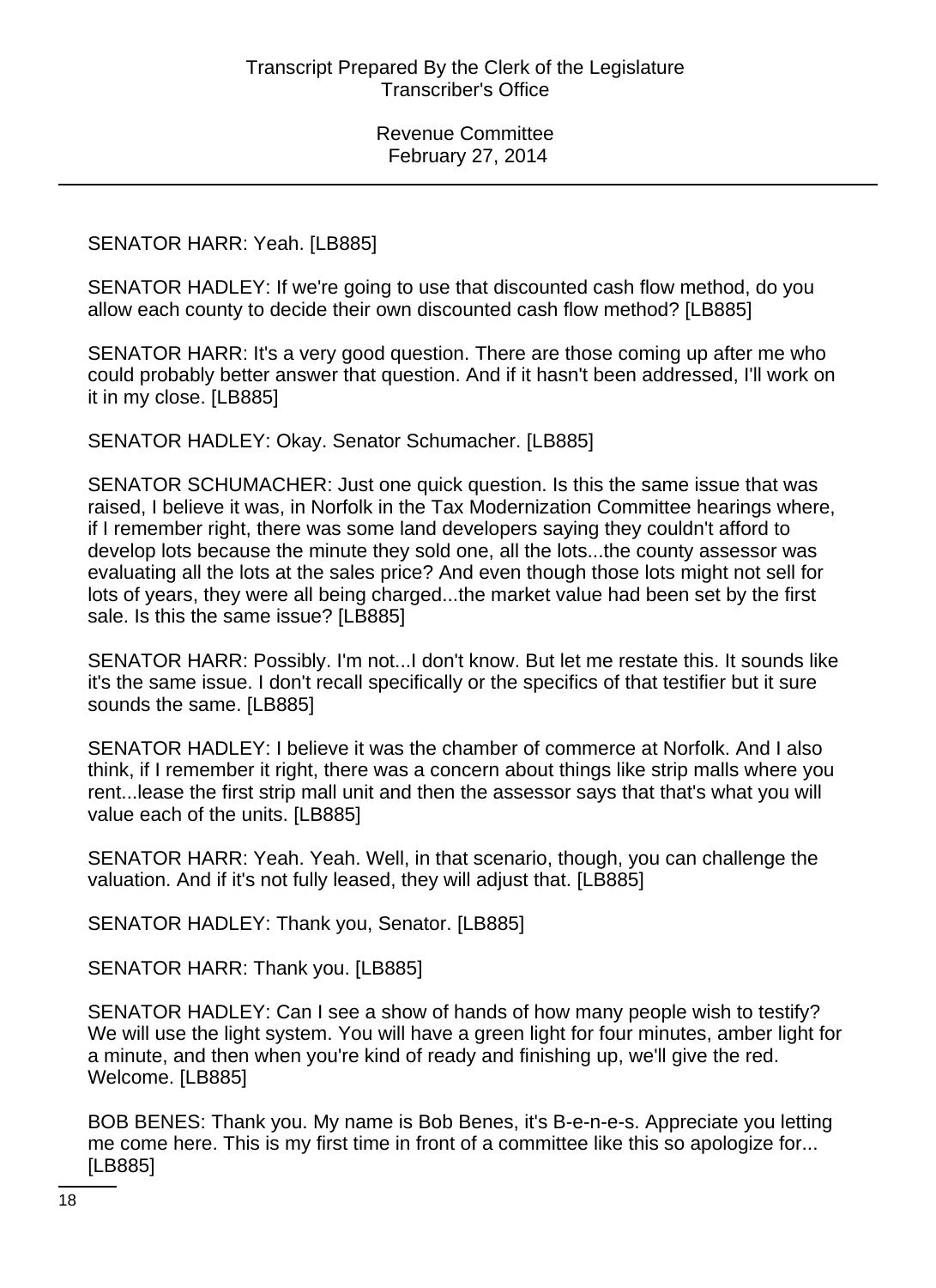SENATOR HARR: Yeah. [LB885]

SENATOR HADLEY: If we're going to use that discounted cash flow method, do you allow each county to decide their own discounted cash flow method? [LB885]

SENATOR HARR: It's a very good question. There are those coming up after me who could probably better answer that question. And if it hasn't been addressed, I'll work on it in my close. [LB885]

SENATOR HADLEY: Okay. Senator Schumacher. [LB885]

SENATOR SCHUMACHER: Just one quick question. Is this the same issue that was raised, I believe it was, in Norfolk in the Tax Modernization Committee hearings where, if I remember right, there was some land developers saying they couldn't afford to develop lots because the minute they sold one, all the lots...the county assessor was evaluating all the lots at the sales price? And even though those lots might not sell for lots of years, they were all being charged...the market value had been set by the first sale. Is this the same issue? [LB885]

SENATOR HARR: Possibly. I'm not...I don't know. But let me restate this. It sounds like it's the same issue. I don't recall specifically or the specifics of that testifier but it sure sounds the same. [LB885]

SENATOR HADLEY: I believe it was the chamber of commerce at Norfolk. And I also think, if I remember it right, there was a concern about things like strip malls where you rent...lease the first strip mall unit and then the assessor says that that's what you will value each of the units. [LB885]

SENATOR HARR: Yeah. Yeah. Well, in that scenario, though, you can challenge the valuation. And if it's not fully leased, they will adjust that. [LB885]

SENATOR HADLEY: Thank you, Senator. [LB885]

SENATOR HARR: Thank you. [LB885]

SENATOR HADLEY: Can I see a show of hands of how many people wish to testify? We will use the light system. You will have a green light for four minutes, amber light for a minute, and then when you're kind of ready and finishing up, we'll give the red. Welcome. [LB885]

BOB BENES: Thank you. My name is Bob Benes, it's B-e-n-e-s. Appreciate you letting me come here. This is my first time in front of a committee like this so apologize for... [LB885]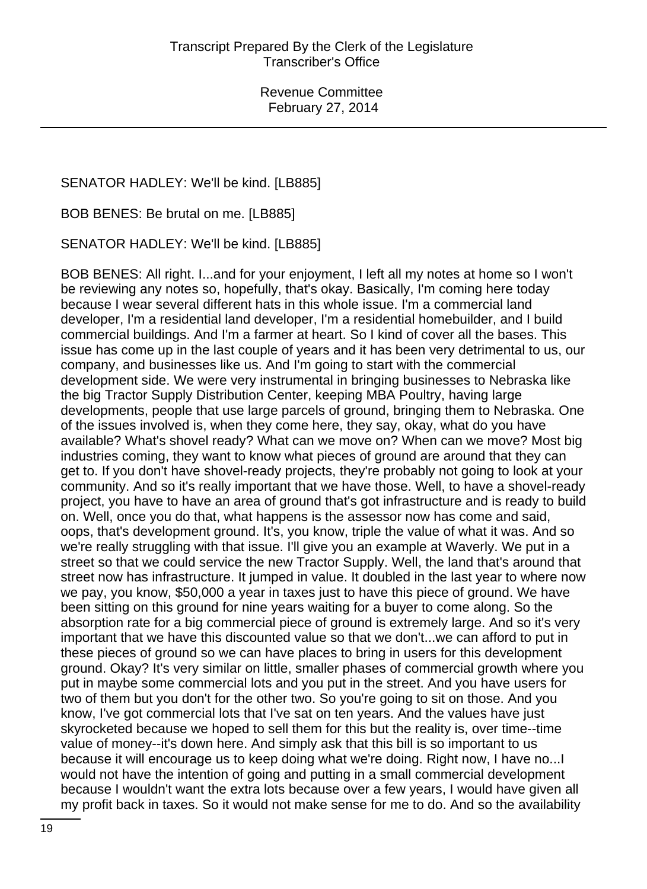SENATOR HADLEY: We'll be kind. [LB885]

BOB BENES: Be brutal on me. [LB885]

SENATOR HADLEY: We'll be kind. [LB885]

BOB BENES: All right. I...and for your enjoyment, I left all my notes at home so I won't be reviewing any notes so, hopefully, that's okay. Basically, I'm coming here today because I wear several different hats in this whole issue. I'm a commercial land developer, I'm a residential land developer, I'm a residential homebuilder, and I build commercial buildings. And I'm a farmer at heart. So I kind of cover all the bases. This issue has come up in the last couple of years and it has been very detrimental to us, our company, and businesses like us. And I'm going to start with the commercial development side. We were very instrumental in bringing businesses to Nebraska like the big Tractor Supply Distribution Center, keeping MBA Poultry, having large developments, people that use large parcels of ground, bringing them to Nebraska. One of the issues involved is, when they come here, they say, okay, what do you have available? What's shovel ready? What can we move on? When can we move? Most big industries coming, they want to know what pieces of ground are around that they can get to. If you don't have shovel-ready projects, they're probably not going to look at your community. And so it's really important that we have those. Well, to have a shovel-ready project, you have to have an area of ground that's got infrastructure and is ready to build on. Well, once you do that, what happens is the assessor now has come and said, oops, that's development ground. It's, you know, triple the value of what it was. And so we're really struggling with that issue. I'll give you an example at Waverly. We put in a street so that we could service the new Tractor Supply. Well, the land that's around that street now has infrastructure. It jumped in value. It doubled in the last year to where now we pay, you know, $50,000 a year in taxes just to have this piece of ground. We have been sitting on this ground for nine years waiting for a buyer to come along. So the absorption rate for a big commercial piece of ground is extremely large. And so it's very important that we have this discounted value so that we don't...we can afford to put in these pieces of ground so we can have places to bring in users for this development ground. Okay? It's very similar on little, smaller phases of commercial growth where you put in maybe some commercial lots and you put in the street. And you have users for two of them but you don't for the other two. So you're going to sit on those. And you know, I've got commercial lots that I've sat on ten years. And the values have just skyrocketed because we hoped to sell them for this but the reality is, over time--time value of money--it's down here. And simply ask that this bill is so important to us because it will encourage us to keep doing what we're doing. Right now, I have no...I would not have the intention of going and putting in a small commercial development because I wouldn't want the extra lots because over a few years, I would have given all my profit back in taxes. So it would not make sense for me to do. And so the availability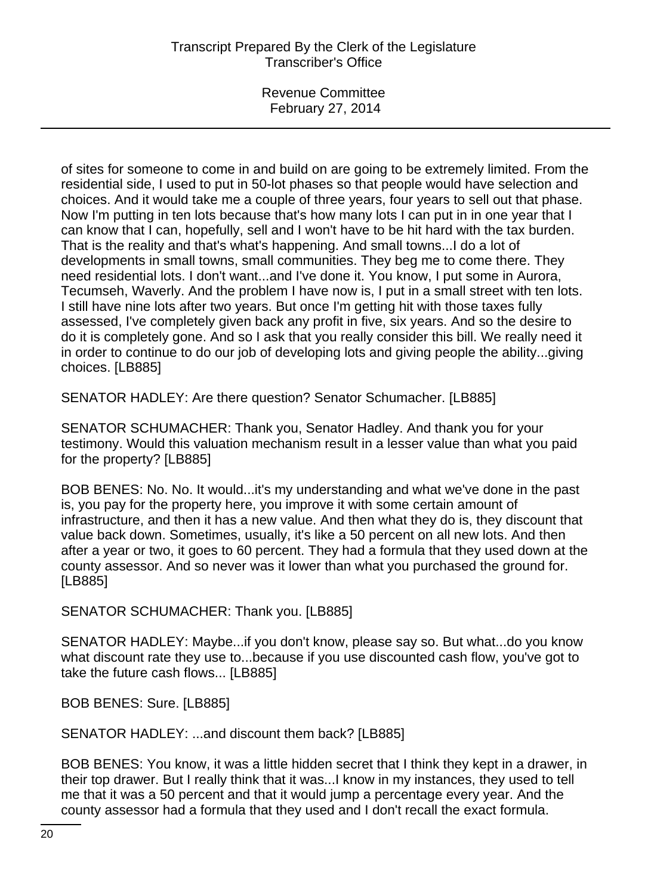of sites for someone to come in and build on are going to be extremely limited. From the residential side, I used to put in 50-lot phases so that people would have selection and choices. And it would take me a couple of three years, four years to sell out that phase. Now I'm putting in ten lots because that's how many lots I can put in in one year that I can know that I can, hopefully, sell and I won't have to be hit hard with the tax burden. That is the reality and that's what's happening. And small towns...I do a lot of developments in small towns, small communities. They beg me to come there. They need residential lots. I don't want...and I've done it. You know, I put some in Aurora, Tecumseh, Waverly. And the problem I have now is, I put in a small street with ten lots. I still have nine lots after two years. But once I'm getting hit with those taxes fully assessed, I've completely given back any profit in five, six years. And so the desire to do it is completely gone. And so I ask that you really consider this bill. We really need it in order to continue to do our job of developing lots and giving people the ability...giving choices. [LB885]

SENATOR HADLEY: Are there question? Senator Schumacher. [LB885]

SENATOR SCHUMACHER: Thank you, Senator Hadley. And thank you for your testimony. Would this valuation mechanism result in a lesser value than what you paid for the property? [LB885]

BOB BENES: No. No. It would...it's my understanding and what we've done in the past is, you pay for the property here, you improve it with some certain amount of infrastructure, and then it has a new value. And then what they do is, they discount that value back down. Sometimes, usually, it's like a 50 percent on all new lots. And then after a year or two, it goes to 60 percent. They had a formula that they used down at the county assessor. And so never was it lower than what you purchased the ground for. [LB885]

SENATOR SCHUMACHER: Thank you. [LB885]

SENATOR HADLEY: Maybe...if you don't know, please say so. But what...do you know what discount rate they use to...because if you use discounted cash flow, you've got to take the future cash flows... [LB885]

BOB BENES: Sure. [LB885]

SENATOR HADLEY: ...and discount them back? [LB885]

BOB BENES: You know, it was a little hidden secret that I think they kept in a drawer, in their top drawer. But I really think that it was...I know in my instances, they used to tell me that it was a 50 percent and that it would jump a percentage every year. And the county assessor had a formula that they used and I don't recall the exact formula.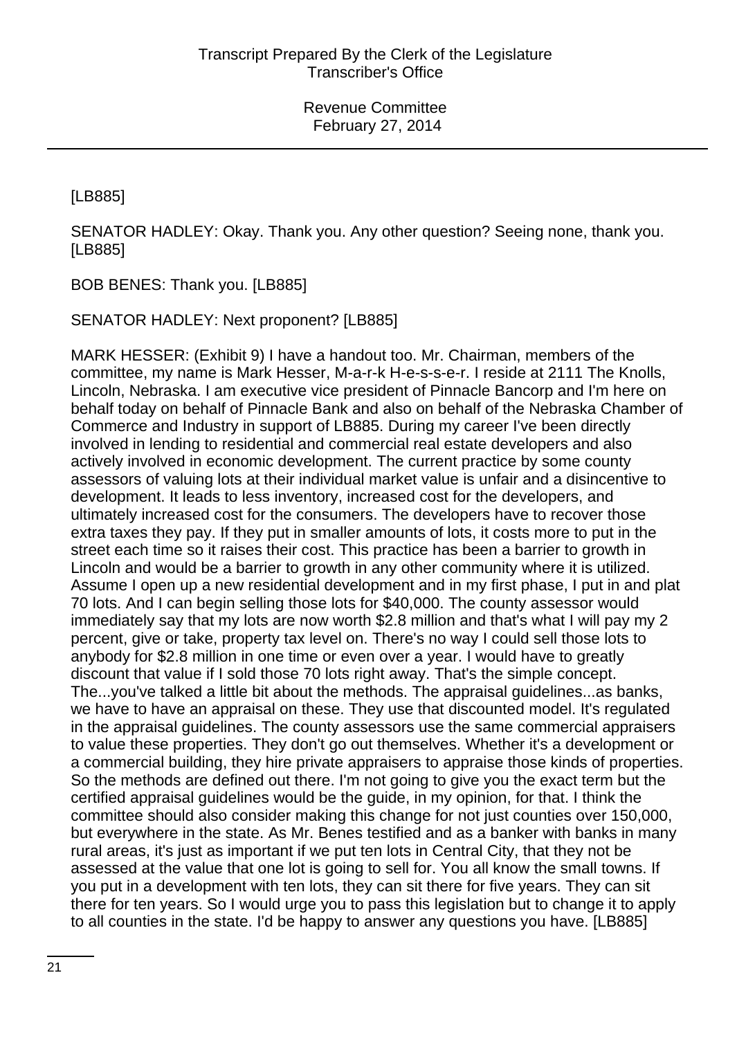[LB885]

SENATOR HADLEY: Okay. Thank you. Any other question? Seeing none, thank you. [LB885]

BOB BENES: Thank you. [LB885]

SENATOR HADLEY: Next proponent? [LB885]

MARK HESSER: (Exhibit 9) I have a handout too. Mr. Chairman, members of the committee, my name is Mark Hesser, M-a-r-k H-e-s-s-e-r. I reside at 2111 The Knolls, Lincoln, Nebraska. I am executive vice president of Pinnacle Bancorp and I'm here on behalf today on behalf of Pinnacle Bank and also on behalf of the Nebraska Chamber of Commerce and Industry in support of LB885. During my career I've been directly involved in lending to residential and commercial real estate developers and also actively involved in economic development. The current practice by some county assessors of valuing lots at their individual market value is unfair and a disincentive to development. It leads to less inventory, increased cost for the developers, and ultimately increased cost for the consumers. The developers have to recover those extra taxes they pay. If they put in smaller amounts of lots, it costs more to put in the street each time so it raises their cost. This practice has been a barrier to growth in Lincoln and would be a barrier to growth in any other community where it is utilized. Assume I open up a new residential development and in my first phase, I put in and plat 70 lots. And I can begin selling those lots for $40,000. The county assessor would immediately say that my lots are now worth $2.8 million and that's what I will pay my 2 percent, give or take, property tax level on. There's no way I could sell those lots to anybody for $2.8 million in one time or even over a year. I would have to greatly discount that value if I sold those 70 lots right away. That's the simple concept. The...you've talked a little bit about the methods. The appraisal guidelines...as banks, we have to have an appraisal on these. They use that discounted model. It's regulated in the appraisal guidelines. The county assessors use the same commercial appraisers to value these properties. They don't go out themselves. Whether it's a development or a commercial building, they hire private appraisers to appraise those kinds of properties. So the methods are defined out there. I'm not going to give you the exact term but the certified appraisal guidelines would be the guide, in my opinion, for that. I think the committee should also consider making this change for not just counties over 150,000, but everywhere in the state. As Mr. Benes testified and as a banker with banks in many rural areas, it's just as important if we put ten lots in Central City, that they not be assessed at the value that one lot is going to sell for. You all know the small towns. If you put in a development with ten lots, they can sit there for five years. They can sit there for ten years. So I would urge you to pass this legislation but to change it to apply to all counties in the state. I'd be happy to answer any questions you have. [LB885]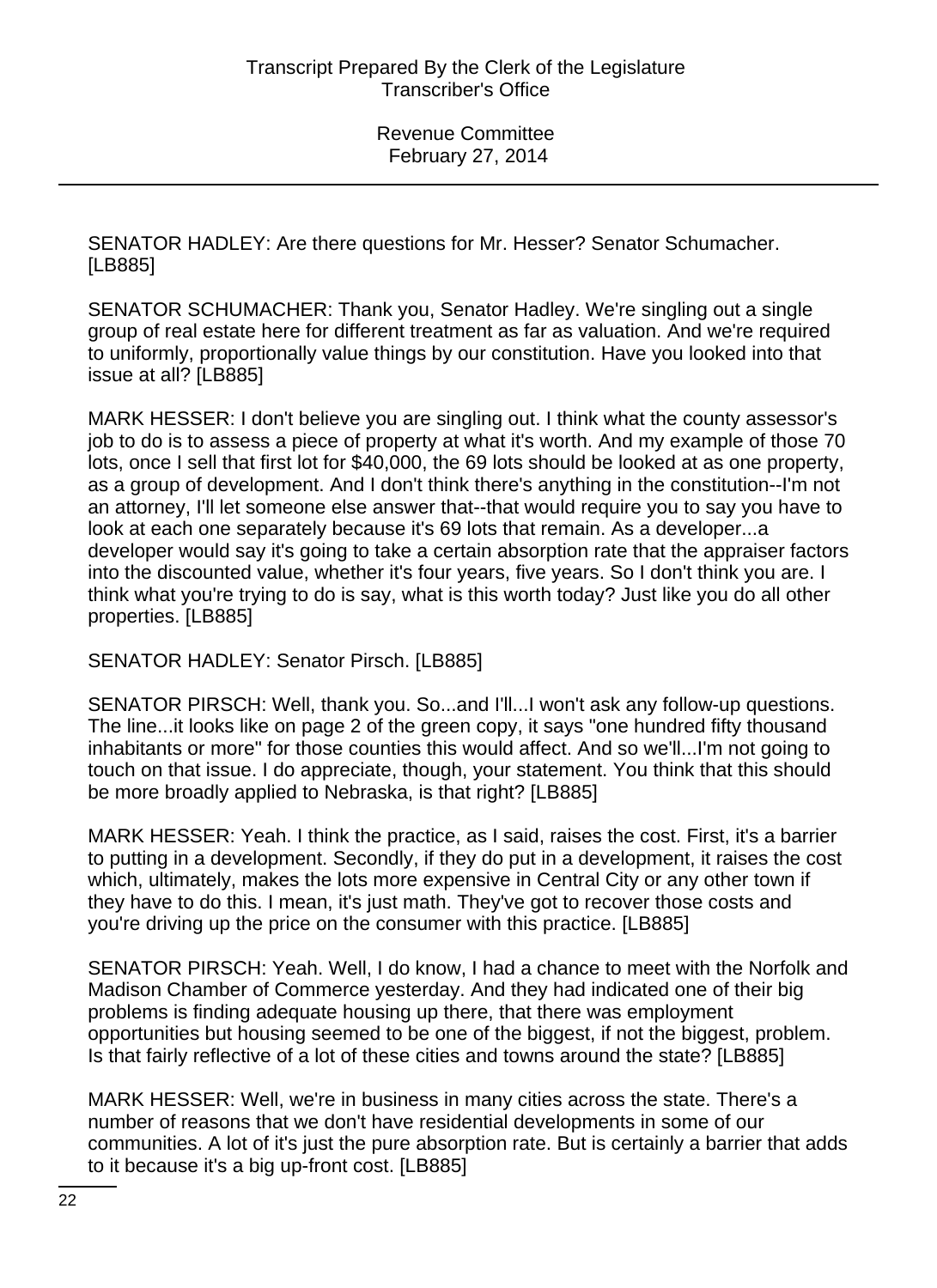SENATOR HADLEY: Are there questions for Mr. Hesser? Senator Schumacher. [LB885]

SENATOR SCHUMACHER: Thank you, Senator Hadley. We're singling out a single group of real estate here for different treatment as far as valuation. And we're required to uniformly, proportionally value things by our constitution. Have you looked into that issue at all? [LB885]

MARK HESSER: I don't believe you are singling out. I think what the county assessor's job to do is to assess a piece of property at what it's worth. And my example of those 70 lots, once I sell that first lot for $40,000, the 69 lots should be looked at as one property, as a group of development. And I don't think there's anything in the constitution--I'm not an attorney, I'll let someone else answer that--that would require you to say you have to look at each one separately because it's 69 lots that remain. As a developer...a developer would say it's going to take a certain absorption rate that the appraiser factors into the discounted value, whether it's four years, five years. So I don't think you are. I think what you're trying to do is say, what is this worth today? Just like you do all other properties. [LB885]

SENATOR HADLEY: Senator Pirsch. [LB885]

SENATOR PIRSCH: Well, thank you. So...and I'll...I won't ask any follow-up questions. The line...it looks like on page 2 of the green copy, it says "one hundred fifty thousand inhabitants or more" for those counties this would affect. And so we'll...I'm not going to touch on that issue. I do appreciate, though, your statement. You think that this should be more broadly applied to Nebraska, is that right? [LB885]

MARK HESSER: Yeah. I think the practice, as I said, raises the cost. First, it's a barrier to putting in a development. Secondly, if they do put in a development, it raises the cost which, ultimately, makes the lots more expensive in Central City or any other town if they have to do this. I mean, it's just math. They've got to recover those costs and you're driving up the price on the consumer with this practice. [LB885]

SENATOR PIRSCH: Yeah. Well, I do know, I had a chance to meet with the Norfolk and Madison Chamber of Commerce yesterday. And they had indicated one of their big problems is finding adequate housing up there, that there was employment opportunities but housing seemed to be one of the biggest, if not the biggest, problem. Is that fairly reflective of a lot of these cities and towns around the state? [LB885]

MARK HESSER: Well, we're in business in many cities across the state. There's a number of reasons that we don't have residential developments in some of our communities. A lot of it's just the pure absorption rate. But is certainly a barrier that adds to it because it's a big up-front cost. [LB885]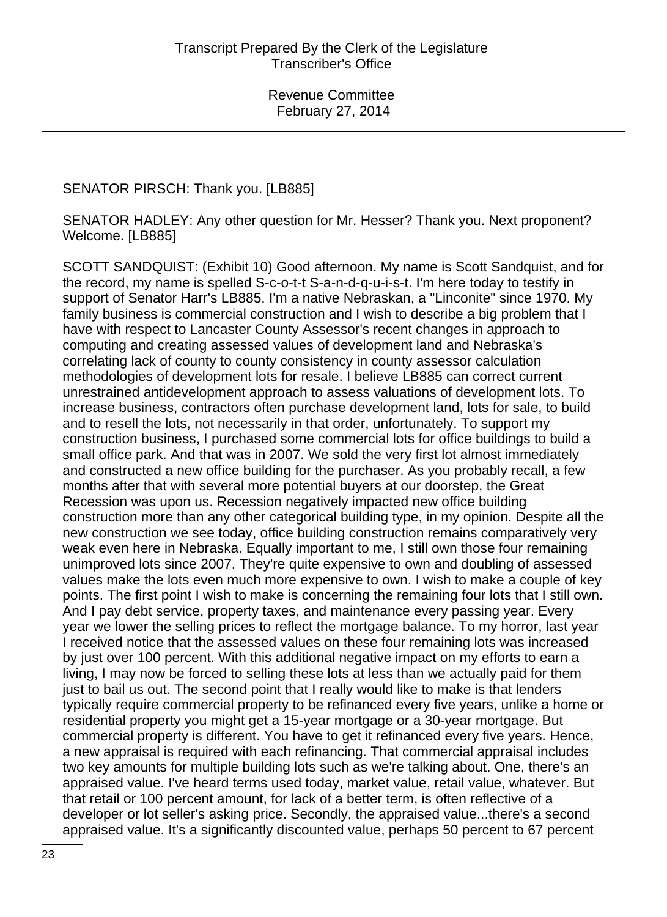SENATOR PIRSCH: Thank you. [LB885]

SENATOR HADLEY: Any other question for Mr. Hesser? Thank you. Next proponent? Welcome. [LB885]

SCOTT SANDQUIST: (Exhibit 10) Good afternoon. My name is Scott Sandquist, and for the record, my name is spelled S-c-o-t-t S-a-n-d-q-u-i-s-t. I'm here today to testify in support of Senator Harr's LB885. I'm a native Nebraskan, a "Linconite" since 1970. My family business is commercial construction and I wish to describe a big problem that I have with respect to Lancaster County Assessor's recent changes in approach to computing and creating assessed values of development land and Nebraska's correlating lack of county to county consistency in county assessor calculation methodologies of development lots for resale. I believe LB885 can correct current unrestrained antidevelopment approach to assess valuations of development lots. To increase business, contractors often purchase development land, lots for sale, to build and to resell the lots, not necessarily in that order, unfortunately. To support my construction business, I purchased some commercial lots for office buildings to build a small office park. And that was in 2007. We sold the very first lot almost immediately and constructed a new office building for the purchaser. As you probably recall, a few months after that with several more potential buyers at our doorstep, the Great Recession was upon us. Recession negatively impacted new office building construction more than any other categorical building type, in my opinion. Despite all the new construction we see today, office building construction remains comparatively very weak even here in Nebraska. Equally important to me, I still own those four remaining unimproved lots since 2007. They're quite expensive to own and doubling of assessed values make the lots even much more expensive to own. I wish to make a couple of key points. The first point I wish to make is concerning the remaining four lots that I still own. And I pay debt service, property taxes, and maintenance every passing year. Every year we lower the selling prices to reflect the mortgage balance. To my horror, last year I received notice that the assessed values on these four remaining lots was increased by just over 100 percent. With this additional negative impact on my efforts to earn a living, I may now be forced to selling these lots at less than we actually paid for them just to bail us out. The second point that I really would like to make is that lenders typically require commercial property to be refinanced every five years, unlike a home or residential property you might get a 15-year mortgage or a 30-year mortgage. But commercial property is different. You have to get it refinanced every five years. Hence, a new appraisal is required with each refinancing. That commercial appraisal includes two key amounts for multiple building lots such as we're talking about. One, there's an appraised value. I've heard terms used today, market value, retail value, whatever. But that retail or 100 percent amount, for lack of a better term, is often reflective of a developer or lot seller's asking price. Secondly, the appraised value...there's a second appraised value. It's a significantly discounted value, perhaps 50 percent to 67 percent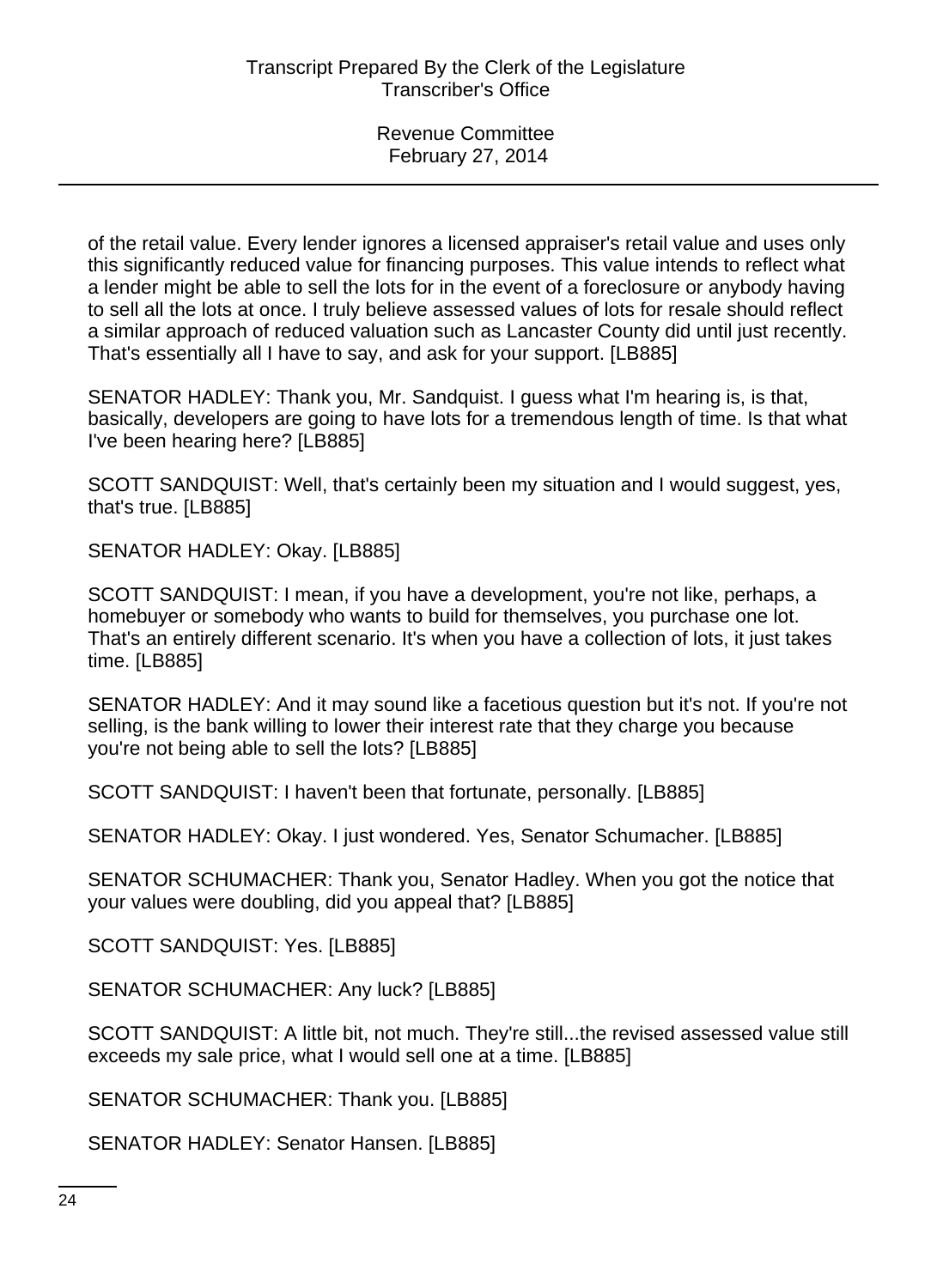of the retail value. Every lender ignores a licensed appraiser's retail value and uses only this significantly reduced value for financing purposes. This value intends to reflect what a lender might be able to sell the lots for in the event of a foreclosure or anybody having to sell all the lots at once. I truly believe assessed values of lots for resale should reflect a similar approach of reduced valuation such as Lancaster County did until just recently. That's essentially all I have to say, and ask for your support. [LB885]

SENATOR HADLEY: Thank you, Mr. Sandquist. I guess what I'm hearing is, is that, basically, developers are going to have lots for a tremendous length of time. Is that what I've been hearing here? [LB885]

SCOTT SANDQUIST: Well, that's certainly been my situation and I would suggest, yes, that's true. [LB885]

SENATOR HADLEY: Okay. [LB885]

SCOTT SANDQUIST: I mean, if you have a development, you're not like, perhaps, a homebuyer or somebody who wants to build for themselves, you purchase one lot. That's an entirely different scenario. It's when you have a collection of lots, it just takes time. [LB885]

SENATOR HADLEY: And it may sound like a facetious question but it's not. If you're not selling, is the bank willing to lower their interest rate that they charge you because you're not being able to sell the lots? [LB885]

SCOTT SANDQUIST: I haven't been that fortunate, personally. [LB885]

SENATOR HADLEY: Okay. I just wondered. Yes, Senator Schumacher. [LB885]

SENATOR SCHUMACHER: Thank you, Senator Hadley. When you got the notice that your values were doubling, did you appeal that? [LB885]

SCOTT SANDQUIST: Yes. [LB885]

SENATOR SCHUMACHER: Any luck? [LB885]

SCOTT SANDQUIST: A little bit, not much. They're still...the revised assessed value still exceeds my sale price, what I would sell one at a time. [LB885]

SENATOR SCHUMACHER: Thank you. [LB885]

SENATOR HADLEY: Senator Hansen. [LB885]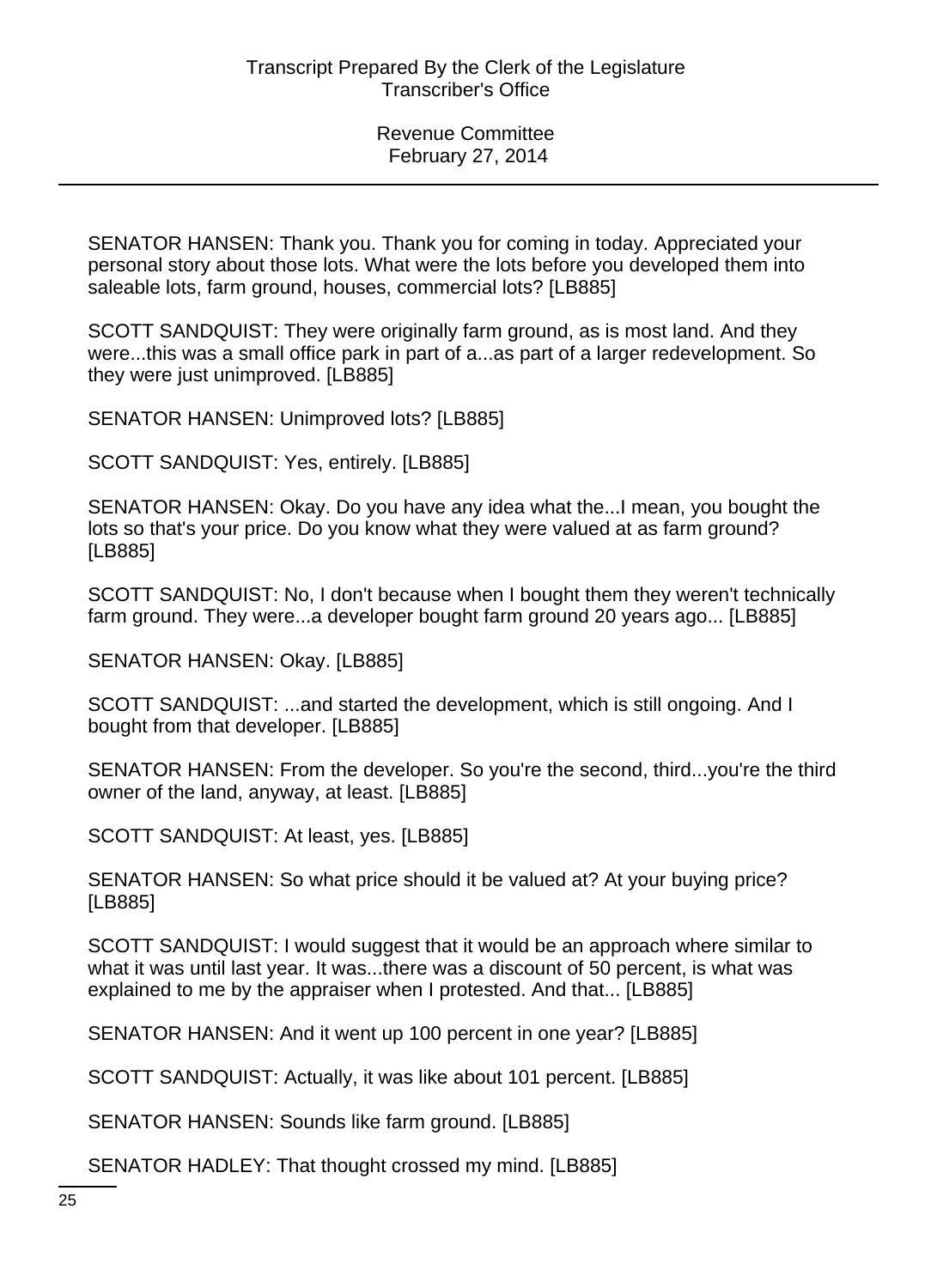SENATOR HANSEN: Thank you. Thank you for coming in today. Appreciated your personal story about those lots. What were the lots before you developed them into saleable lots, farm ground, houses, commercial lots? [LB885]

SCOTT SANDQUIST: They were originally farm ground, as is most land. And they were...this was a small office park in part of a...as part of a larger redevelopment. So they were just unimproved. [LB885]

SENATOR HANSEN: Unimproved lots? [LB885]

SCOTT SANDQUIST: Yes, entirely. [LB885]

SENATOR HANSEN: Okay. Do you have any idea what the...I mean, you bought the lots so that's your price. Do you know what they were valued at as farm ground? [LB885]

SCOTT SANDQUIST: No, I don't because when I bought them they weren't technically farm ground. They were...a developer bought farm ground 20 years ago... [LB885]

SENATOR HANSEN: Okay. [LB885]

SCOTT SANDQUIST: ...and started the development, which is still ongoing. And I bought from that developer. [LB885]

SENATOR HANSEN: From the developer. So you're the second, third...you're the third owner of the land, anyway, at least. [LB885]

SCOTT SANDQUIST: At least, yes. [LB885]

SENATOR HANSEN: So what price should it be valued at? At your buying price? [LB885]

SCOTT SANDQUIST: I would suggest that it would be an approach where similar to what it was until last year. It was...there was a discount of 50 percent, is what was explained to me by the appraiser when I protested. And that... [LB885]

SENATOR HANSEN: And it went up 100 percent in one year? [LB885]

SCOTT SANDQUIST: Actually, it was like about 101 percent. [LB885]

SENATOR HANSEN: Sounds like farm ground. [LB885]

SENATOR HADLEY: That thought crossed my mind. [LB885]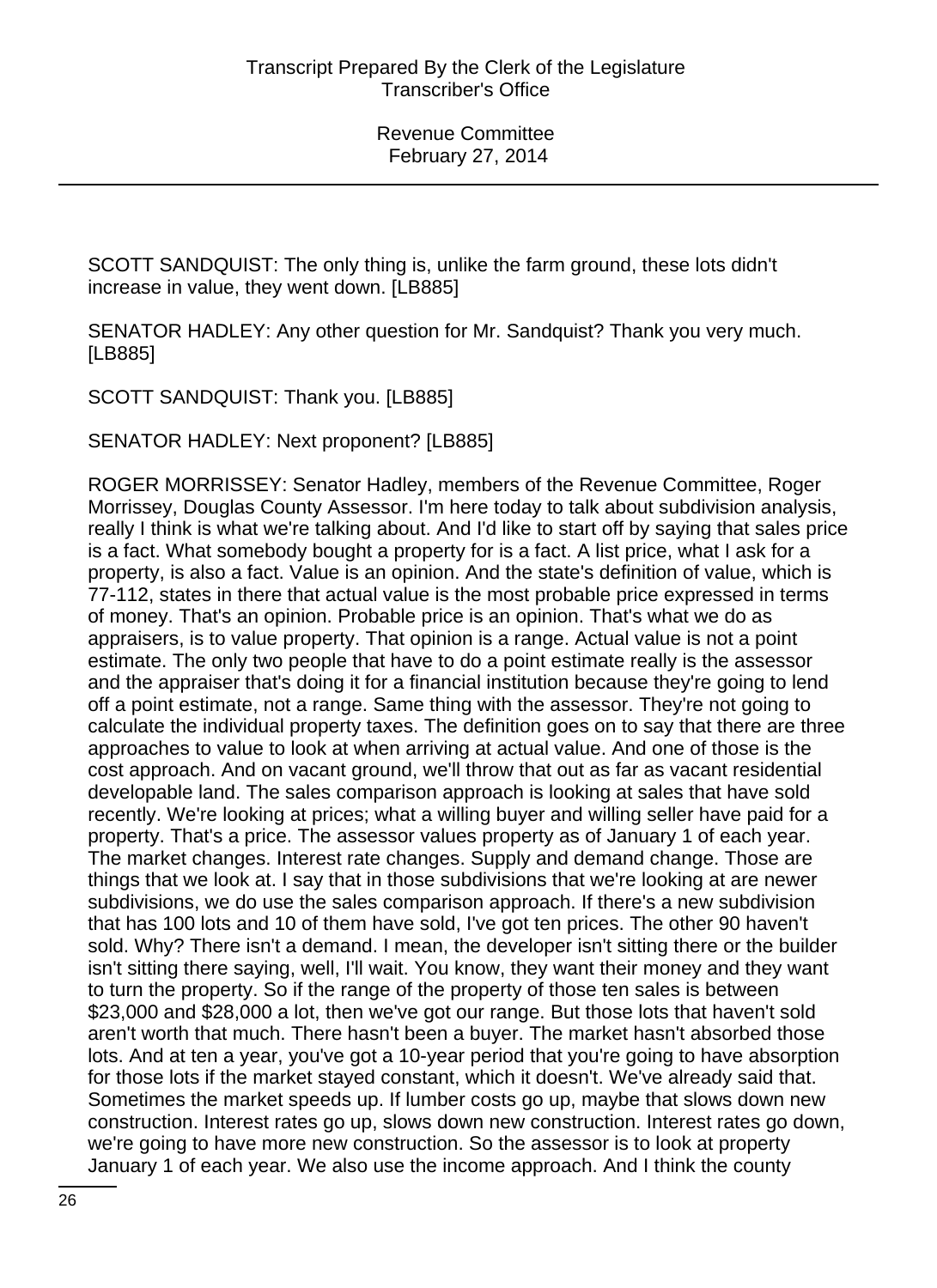SCOTT SANDQUIST: The only thing is, unlike the farm ground, these lots didn't increase in value, they went down. [LB885]

SENATOR HADLEY: Any other question for Mr. Sandquist? Thank you very much. [LB885]

SCOTT SANDQUIST: Thank you. [LB885]

SENATOR HADLEY: Next proponent? [LB885]

ROGER MORRISSEY: Senator Hadley, members of the Revenue Committee, Roger Morrissey, Douglas County Assessor. I'm here today to talk about subdivision analysis, really I think is what we're talking about. And I'd like to start off by saying that sales price is a fact. What somebody bought a property for is a fact. A list price, what I ask for a property, is also a fact. Value is an opinion. And the state's definition of value, which is 77-112, states in there that actual value is the most probable price expressed in terms of money. That's an opinion. Probable price is an opinion. That's what we do as appraisers, is to value property. That opinion is a range. Actual value is not a point estimate. The only two people that have to do a point estimate really is the assessor and the appraiser that's doing it for a financial institution because they're going to lend off a point estimate, not a range. Same thing with the assessor. They're not going to calculate the individual property taxes. The definition goes on to say that there are three approaches to value to look at when arriving at actual value. And one of those is the cost approach. And on vacant ground, we'll throw that out as far as vacant residential developable land. The sales comparison approach is looking at sales that have sold recently. We're looking at prices; what a willing buyer and willing seller have paid for a property. That's a price. The assessor values property as of January 1 of each year. The market changes. Interest rate changes. Supply and demand change. Those are things that we look at. I say that in those subdivisions that we're looking at are newer subdivisions, we do use the sales comparison approach. If there's a new subdivision that has 100 lots and 10 of them have sold, I've got ten prices. The other 90 haven't sold. Why? There isn't a demand. I mean, the developer isn't sitting there or the builder isn't sitting there saying, well, I'll wait. You know, they want their money and they want to turn the property. So if the range of the property of those ten sales is between $23,000 and $28,000 a lot, then we've got our range. But those lots that haven't sold aren't worth that much. There hasn't been a buyer. The market hasn't absorbed those lots. And at ten a year, you've got a 10-year period that you're going to have absorption for those lots if the market stayed constant, which it doesn't. We've already said that. Sometimes the market speeds up. If lumber costs go up, maybe that slows down new construction. Interest rates go up, slows down new construction. Interest rates go down, we're going to have more new construction. So the assessor is to look at property January 1 of each year. We also use the income approach. And I think the county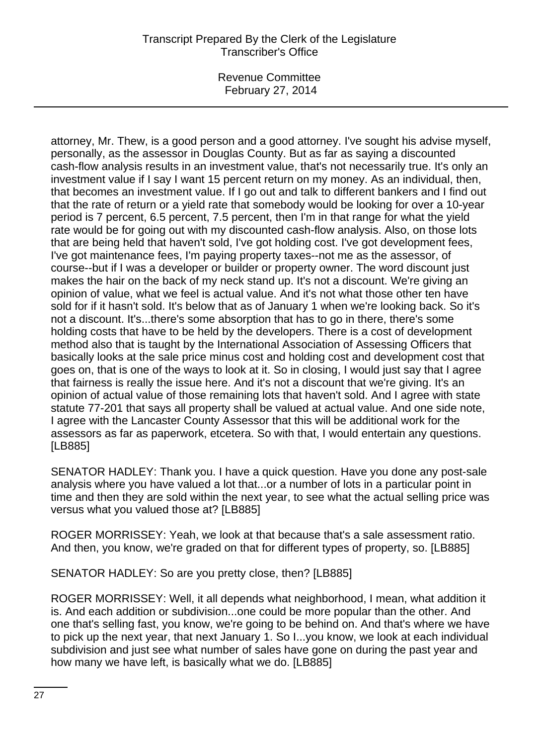attorney, Mr. Thew, is a good person and a good attorney. I've sought his advise myself, personally, as the assessor in Douglas County. But as far as saying a discounted cash-flow analysis results in an investment value, that's not necessarily true. It's only an investment value if I say I want 15 percent return on my money. As an individual, then, that becomes an investment value. If I go out and talk to different bankers and I find out that the rate of return or a yield rate that somebody would be looking for over a 10-year period is 7 percent, 6.5 percent, 7.5 percent, then I'm in that range for what the yield rate would be for going out with my discounted cash-flow analysis. Also, on those lots that are being held that haven't sold, I've got holding cost. I've got development fees, I've got maintenance fees, I'm paying property taxes--not me as the assessor, of course--but if I was a developer or builder or property owner. The word discount just makes the hair on the back of my neck stand up. It's not a discount. We're giving an opinion of value, what we feel is actual value. And it's not what those other ten have sold for if it hasn't sold. It's below that as of January 1 when we're looking back. So it's not a discount. It's...there's some absorption that has to go in there, there's some holding costs that have to be held by the developers. There is a cost of development method also that is taught by the International Association of Assessing Officers that basically looks at the sale price minus cost and holding cost and development cost that goes on, that is one of the ways to look at it. So in closing, I would just say that I agree that fairness is really the issue here. And it's not a discount that we're giving. It's an opinion of actual value of those remaining lots that haven't sold. And I agree with state statute 77-201 that says all property shall be valued at actual value. And one side note, I agree with the Lancaster County Assessor that this will be additional work for the assessors as far as paperwork, etcetera. So with that, I would entertain any questions. [LB885]

SENATOR HADLEY: Thank you. I have a quick question. Have you done any post-sale analysis where you have valued a lot that...or a number of lots in a particular point in time and then they are sold within the next year, to see what the actual selling price was versus what you valued those at? [LB885]

ROGER MORRISSEY: Yeah, we look at that because that's a sale assessment ratio. And then, you know, we're graded on that for different types of property, so. [LB885]

SENATOR HADLEY: So are you pretty close, then? [LB885]

ROGER MORRISSEY: Well, it all depends what neighborhood, I mean, what addition it is. And each addition or subdivision...one could be more popular than the other. And one that's selling fast, you know, we're going to be behind on. And that's where we have to pick up the next year, that next January 1. So I...you know, we look at each individual subdivision and just see what number of sales have gone on during the past year and how many we have left, is basically what we do. [LB885]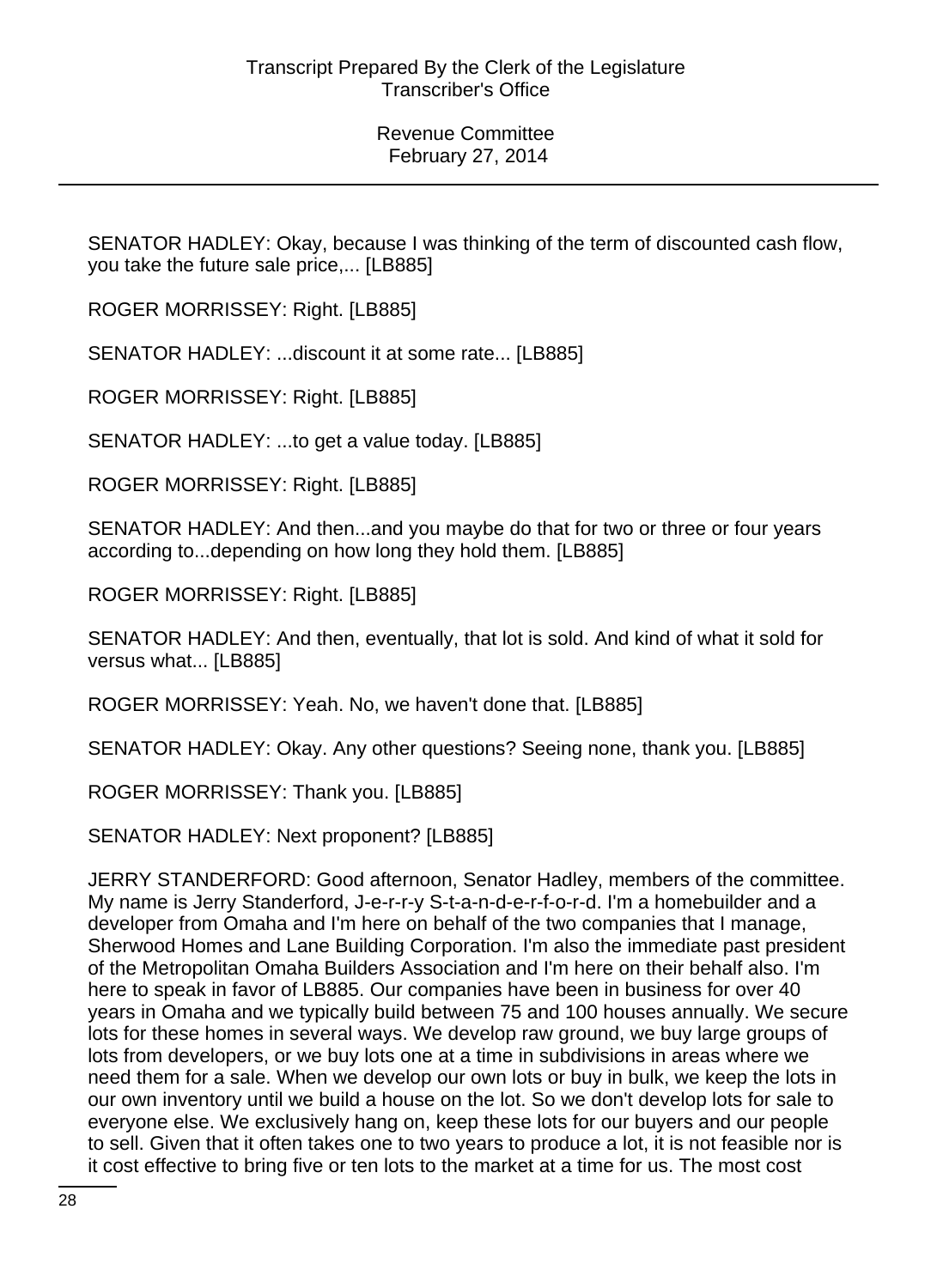SENATOR HADLEY: Okay, because I was thinking of the term of discounted cash flow, you take the future sale price,... [LB885]

ROGER MORRISSEY: Right. [LB885]

SENATOR HADLEY: ...discount it at some rate... [LB885]

ROGER MORRISSEY: Right. [LB885]

SENATOR HADLEY: ...to get a value today. [LB885]

ROGER MORRISSEY: Right. [LB885]

SENATOR HADLEY: And then...and you maybe do that for two or three or four years according to...depending on how long they hold them. [LB885]

ROGER MORRISSEY: Right. [LB885]

SENATOR HADLEY: And then, eventually, that lot is sold. And kind of what it sold for versus what... [LB885]

ROGER MORRISSEY: Yeah. No, we haven't done that. [LB885]

SENATOR HADLEY: Okay. Any other questions? Seeing none, thank you. [LB885]

ROGER MORRISSEY: Thank you. [LB885]

SENATOR HADLEY: Next proponent? [LB885]

JERRY STANDERFORD: Good afternoon, Senator Hadley, members of the committee. My name is Jerry Standerford, J-e-r-r-y S-t-a-n-d-e-r-f-o-r-d. I'm a homebuilder and a developer from Omaha and I'm here on behalf of the two companies that I manage, Sherwood Homes and Lane Building Corporation. I'm also the immediate past president of the Metropolitan Omaha Builders Association and I'm here on their behalf also. I'm here to speak in favor of LB885. Our companies have been in business for over 40 years in Omaha and we typically build between 75 and 100 houses annually. We secure lots for these homes in several ways. We develop raw ground, we buy large groups of lots from developers, or we buy lots one at a time in subdivisions in areas where we need them for a sale. When we develop our own lots or buy in bulk, we keep the lots in our own inventory until we build a house on the lot. So we don't develop lots for sale to everyone else. We exclusively hang on, keep these lots for our buyers and our people to sell. Given that it often takes one to two years to produce a lot, it is not feasible nor is it cost effective to bring five or ten lots to the market at a time for us. The most cost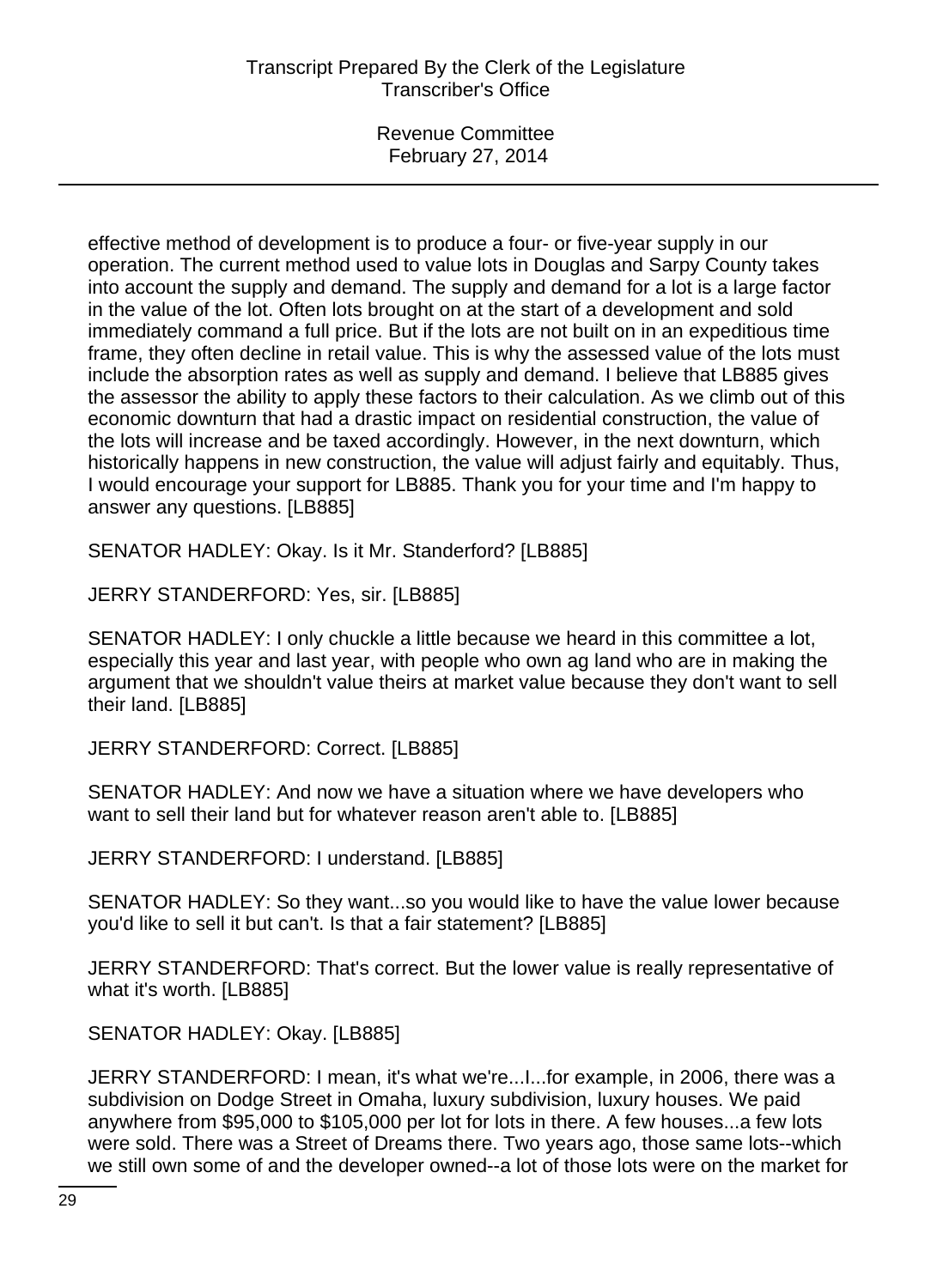effective method of development is to produce a four- or five-year supply in our operation. The current method used to value lots in Douglas and Sarpy County takes into account the supply and demand. The supply and demand for a lot is a large factor in the value of the lot. Often lots brought on at the start of a development and sold immediately command a full price. But if the lots are not built on in an expeditious time frame, they often decline in retail value. This is why the assessed value of the lots must include the absorption rates as well as supply and demand. I believe that LB885 gives the assessor the ability to apply these factors to their calculation. As we climb out of this economic downturn that had a drastic impact on residential construction, the value of the lots will increase and be taxed accordingly. However, in the next downturn, which historically happens in new construction, the value will adjust fairly and equitably. Thus, I would encourage your support for LB885. Thank you for your time and I'm happy to answer any questions. [LB885]

SENATOR HADLEY: Okay. Is it Mr. Standerford? [LB885]

JERRY STANDERFORD: Yes, sir. [LB885]

SENATOR HADLEY: I only chuckle a little because we heard in this committee a lot, especially this year and last year, with people who own ag land who are in making the argument that we shouldn't value theirs at market value because they don't want to sell their land. [LB885]

JERRY STANDERFORD: Correct. [LB885]

SENATOR HADLEY: And now we have a situation where we have developers who want to sell their land but for whatever reason aren't able to. [LB885]

JERRY STANDERFORD: I understand. [LB885]

SENATOR HADLEY: So they want...so you would like to have the value lower because you'd like to sell it but can't. Is that a fair statement? [LB885]

JERRY STANDERFORD: That's correct. But the lower value is really representative of what it's worth. [LB885]

SENATOR HADLEY: Okay. [LB885]

JERRY STANDERFORD: I mean, it's what we're...I...for example, in 2006, there was a subdivision on Dodge Street in Omaha, luxury subdivision, luxury houses. We paid anywhere from $95,000 to $105,000 per lot for lots in there. A few houses...a few lots were sold. There was a Street of Dreams there. Two years ago, those same lots--which we still own some of and the developer owned--a lot of those lots were on the market for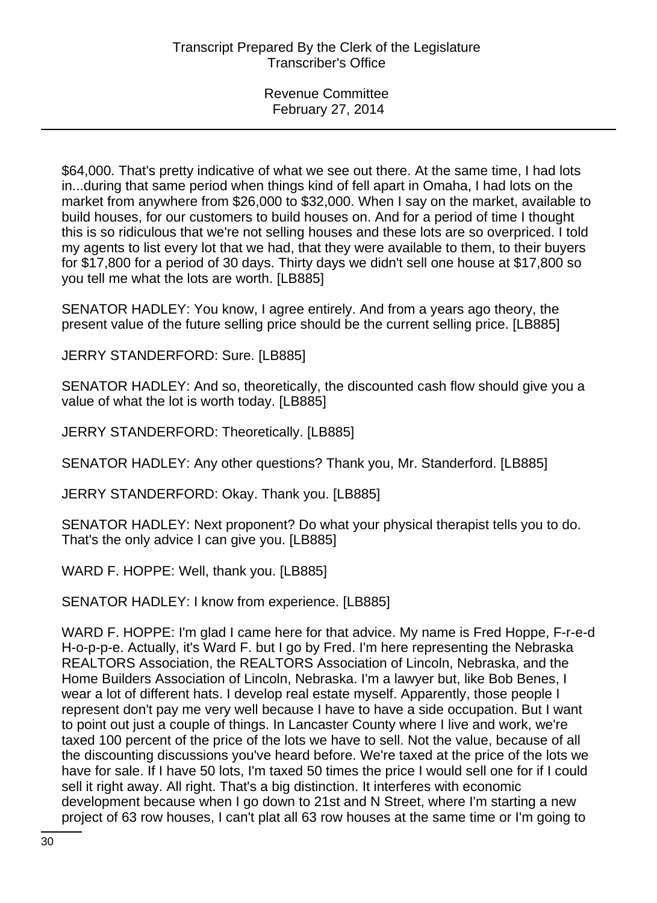\$64,000. That's pretty indicative of what we see out there. At the same time, I had lots in...during that same period when things kind of fell apart in Omaha, I had lots on the market from anywhere from \$26,000 to \$32,000. When I say on the market, available to build houses, for our customers to build houses on. And for a period of time I thought this is so ridiculous that we're not selling houses and these lots are so overpriced. I told my agents to list every lot that we had, that they were available to them, to their buyers for \$17,800 for a period of 30 days. Thirty days we didn't sell one house at \$17,800 so you tell me what the lots are worth. [LB885]

SENATOR HADLEY: You know, I agree entirely. And from a years ago theory, the present value of the future selling price should be the current selling price. [LB885]

JERRY STANDERFORD: Sure. [LB885]

SENATOR HADLEY: And so, theoretically, the discounted cash flow should give you a value of what the lot is worth today. [LB885]

JERRY STANDERFORD: Theoretically. [LB885]

SENATOR HADLEY: Any other questions? Thank you, Mr. Standerford. [LB885]

JERRY STANDERFORD: Okay. Thank you. [LB885]

SENATOR HADLEY: Next proponent? Do what your physical therapist tells you to do. That's the only advice I can give you. [LB885]

WARD F. HOPPE: Well, thank you. [LB885]

SENATOR HADLEY: I know from experience. [LB885]

WARD F. HOPPE: I'm glad I came here for that advice. My name is Fred Hoppe, F-r-e-d H-o-p-p-e. Actually, it's Ward F. but I go by Fred. I'm here representing the Nebraska REALTORS Association, the REALTORS Association of Lincoln, Nebraska, and the Home Builders Association of Lincoln, Nebraska. I'm a lawyer but, like Bob Benes, I wear a lot of different hats. I develop real estate myself. Apparently, those people I represent don't pay me very well because I have to have a side occupation. But I want to point out just a couple of things. In Lancaster County where I live and work, we're taxed 100 percent of the price of the lots we have to sell. Not the value, because of all the discounting discussions you've heard before. We're taxed at the price of the lots we have for sale. If I have 50 lots, I'm taxed 50 times the price I would sell one for if I could sell it right away. All right. That's a big distinction. It interferes with economic development because when I go down to 21st and N Street, where I'm starting a new project of 63 row houses, I can't plat all 63 row houses at the same time or I'm going to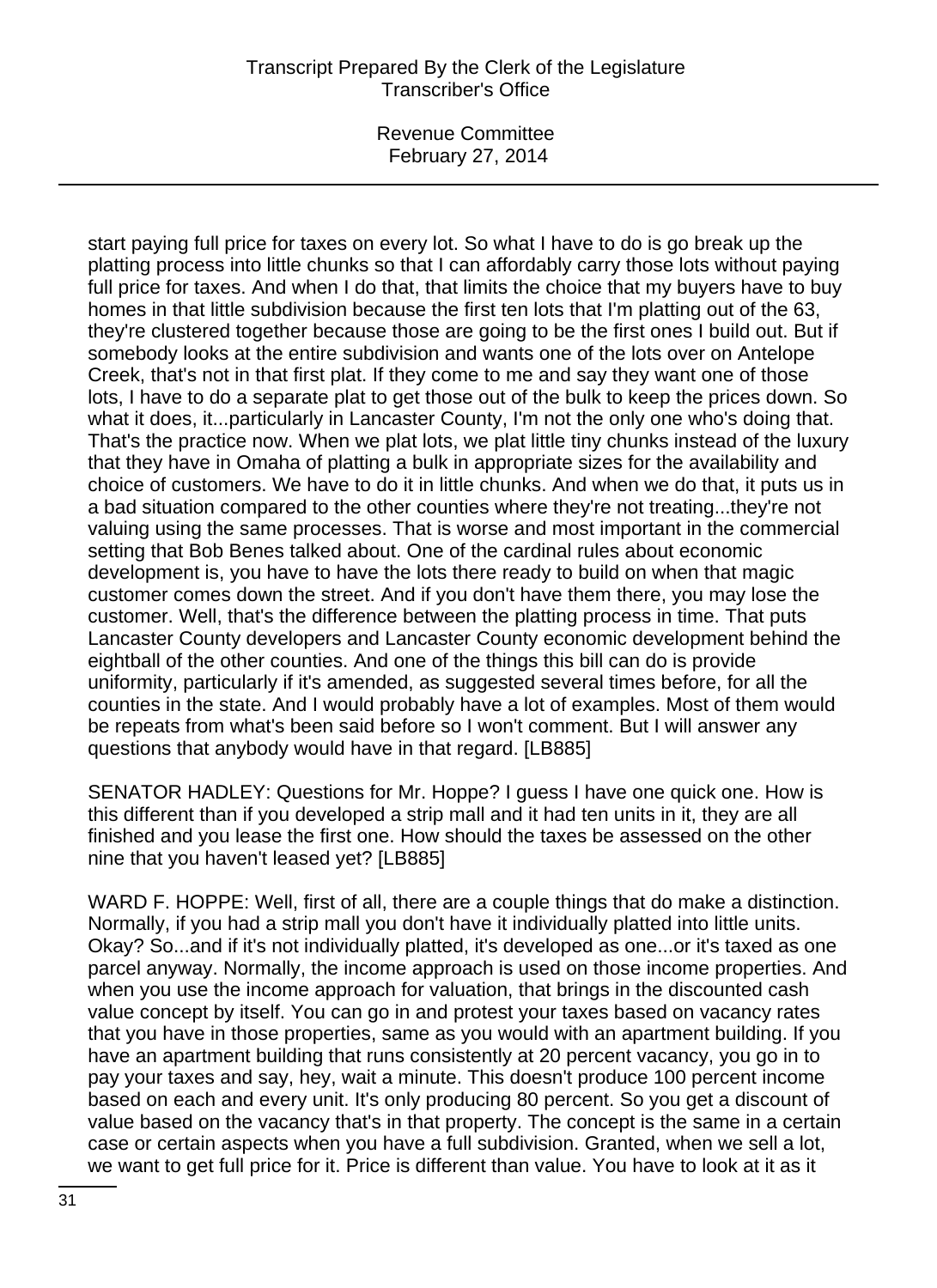start paying full price for taxes on every lot. So what I have to do is go break up the platting process into little chunks so that I can affordably carry those lots without paying full price for taxes. And when I do that, that limits the choice that my buyers have to buy homes in that little subdivision because the first ten lots that I'm platting out of the 63, they're clustered together because those are going to be the first ones I build out. But if somebody looks at the entire subdivision and wants one of the lots over on Antelope Creek, that's not in that first plat. If they come to me and say they want one of those lots, I have to do a separate plat to get those out of the bulk to keep the prices down. So what it does, it...particularly in Lancaster County, I'm not the only one who's doing that. That's the practice now. When we plat lots, we plat little tiny chunks instead of the luxury that they have in Omaha of platting a bulk in appropriate sizes for the availability and choice of customers. We have to do it in little chunks. And when we do that, it puts us in a bad situation compared to the other counties where they're not treating...they're not valuing using the same processes. That is worse and most important in the commercial setting that Bob Benes talked about. One of the cardinal rules about economic development is, you have to have the lots there ready to build on when that magic customer comes down the street. And if you don't have them there, you may lose the customer. Well, that's the difference between the platting process in time. That puts Lancaster County developers and Lancaster County economic development behind the eightball of the other counties. And one of the things this bill can do is provide uniformity, particularly if it's amended, as suggested several times before, for all the counties in the state. And I would probably have a lot of examples. Most of them would be repeats from what's been said before so I won't comment. But I will answer any questions that anybody would have in that regard. [LB885]

SENATOR HADLEY: Questions for Mr. Hoppe? I guess I have one quick one. How is this different than if you developed a strip mall and it had ten units in it, they are all finished and you lease the first one. How should the taxes be assessed on the other nine that you haven't leased yet? [LB885]

WARD F. HOPPE: Well, first of all, there are a couple things that do make a distinction. Normally, if you had a strip mall you don't have it individually platted into little units. Okay? So...and if it's not individually platted, it's developed as one...or it's taxed as one parcel anyway. Normally, the income approach is used on those income properties. And when you use the income approach for valuation, that brings in the discounted cash value concept by itself. You can go in and protest your taxes based on vacancy rates that you have in those properties, same as you would with an apartment building. If you have an apartment building that runs consistently at 20 percent vacancy, you go in to pay your taxes and say, hey, wait a minute. This doesn't produce 100 percent income based on each and every unit. It's only producing 80 percent. So you get a discount of value based on the vacancy that's in that property. The concept is the same in a certain case or certain aspects when you have a full subdivision. Granted, when we sell a lot, we want to get full price for it. Price is different than value. You have to look at it as it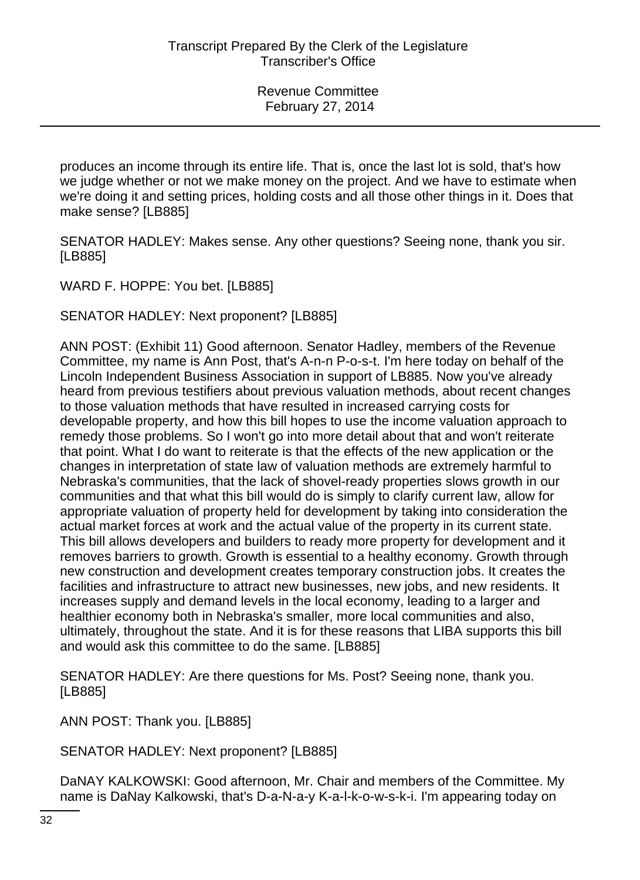produces an income through its entire life. That is, once the last lot is sold, that's how we judge whether or not we make money on the project. And we have to estimate when we're doing it and setting prices, holding costs and all those other things in it. Does that make sense? [LB885]

SENATOR HADLEY: Makes sense. Any other questions? Seeing none, thank you sir. [LB885]

WARD F. HOPPE: You bet. [LB885]

SENATOR HADLEY: Next proponent? [LB885]

ANN POST: (Exhibit 11) Good afternoon. Senator Hadley, members of the Revenue Committee, my name is Ann Post, that's A-n-n P-o-s-t. I'm here today on behalf of the Lincoln Independent Business Association in support of LB885. Now you've already heard from previous testifiers about previous valuation methods, about recent changes to those valuation methods that have resulted in increased carrying costs for developable property, and how this bill hopes to use the income valuation approach to remedy those problems. So I won't go into more detail about that and won't reiterate that point. What I do want to reiterate is that the effects of the new application or the changes in interpretation of state law of valuation methods are extremely harmful to Nebraska's communities, that the lack of shovel-ready properties slows growth in our communities and that what this bill would do is simply to clarify current law, allow for appropriate valuation of property held for development by taking into consideration the actual market forces at work and the actual value of the property in its current state. This bill allows developers and builders to ready more property for development and it removes barriers to growth. Growth is essential to a healthy economy. Growth through new construction and development creates temporary construction jobs. It creates the facilities and infrastructure to attract new businesses, new jobs, and new residents. It increases supply and demand levels in the local economy, leading to a larger and healthier economy both in Nebraska's smaller, more local communities and also, ultimately, throughout the state. And it is for these reasons that LIBA supports this bill and would ask this committee to do the same. [LB885]

SENATOR HADLEY: Are there questions for Ms. Post? Seeing none, thank you. [LB885]

ANN POST: Thank you. [LB885]

SENATOR HADLEY: Next proponent? [LB885]

DaNAY KALKOWSKI: Good afternoon, Mr. Chair and members of the Committee. My name is DaNay Kalkowski, that's D-a-N-a-y K-a-l-k-o-w-s-k-i. I'm appearing today on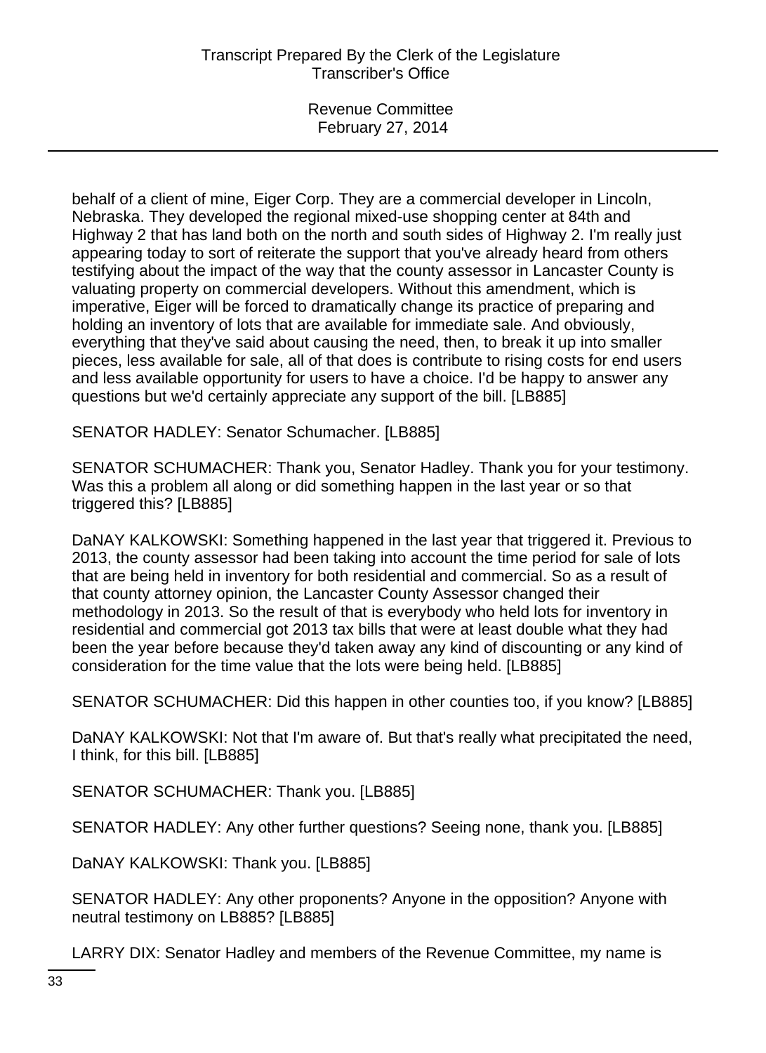behalf of a client of mine, Eiger Corp. They are a commercial developer in Lincoln, Nebraska. They developed the regional mixed-use shopping center at 84th and Highway 2 that has land both on the north and south sides of Highway 2. I'm really just appearing today to sort of reiterate the support that you've already heard from others testifying about the impact of the way that the county assessor in Lancaster County is valuating property on commercial developers. Without this amendment, which is imperative, Eiger will be forced to dramatically change its practice of preparing and holding an inventory of lots that are available for immediate sale. And obviously, everything that they've said about causing the need, then, to break it up into smaller pieces, less available for sale, all of that does is contribute to rising costs for end users and less available opportunity for users to have a choice. I'd be happy to answer any questions but we'd certainly appreciate any support of the bill. [LB885]

SENATOR HADLEY: Senator Schumacher. [LB885]

SENATOR SCHUMACHER: Thank you, Senator Hadley. Thank you for your testimony. Was this a problem all along or did something happen in the last year or so that triggered this? [LB885]

DaNAY KALKOWSKI: Something happened in the last year that triggered it. Previous to 2013, the county assessor had been taking into account the time period for sale of lots that are being held in inventory for both residential and commercial. So as a result of that county attorney opinion, the Lancaster County Assessor changed their methodology in 2013. So the result of that is everybody who held lots for inventory in residential and commercial got 2013 tax bills that were at least double what they had been the year before because they'd taken away any kind of discounting or any kind of consideration for the time value that the lots were being held. [LB885]

SENATOR SCHUMACHER: Did this happen in other counties too, if you know? [LB885]

DaNAY KALKOWSKI: Not that I'm aware of. But that's really what precipitated the need, I think, for this bill. [LB885]

SENATOR SCHUMACHER: Thank you. [LB885]

SENATOR HADLEY: Any other further questions? Seeing none, thank you. [LB885]

DaNAY KALKOWSKI: Thank you. [LB885]

SENATOR HADLEY: Any other proponents? Anyone in the opposition? Anyone with neutral testimony on LB885? [LB885]

LARRY DIX: Senator Hadley and members of the Revenue Committee, my name is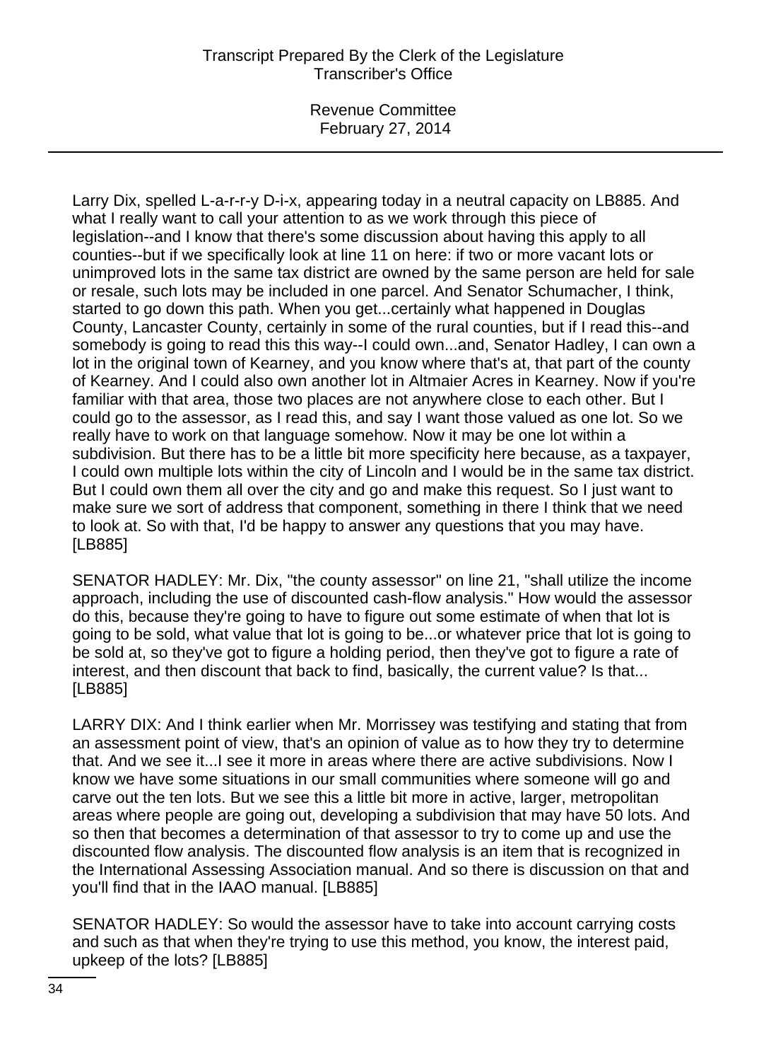Larry Dix, spelled L-a-r-r-y D-i-x, appearing today in a neutral capacity on LB885. And what I really want to call your attention to as we work through this piece of legislation--and I know that there's some discussion about having this apply to all counties--but if we specifically look at line 11 on here: if two or more vacant lots or unimproved lots in the same tax district are owned by the same person are held for sale or resale, such lots may be included in one parcel. And Senator Schumacher, I think, started to go down this path. When you get...certainly what happened in Douglas County, Lancaster County, certainly in some of the rural counties, but if I read this--and somebody is going to read this this way--I could own...and, Senator Hadley, I can own a lot in the original town of Kearney, and you know where that's at, that part of the county of Kearney. And I could also own another lot in Altmaier Acres in Kearney. Now if you're familiar with that area, those two places are not anywhere close to each other. But I could go to the assessor, as I read this, and say I want those valued as one lot. So we really have to work on that language somehow. Now it may be one lot within a subdivision. But there has to be a little bit more specificity here because, as a taxpayer, I could own multiple lots within the city of Lincoln and I would be in the same tax district. But I could own them all over the city and go and make this request. So I just want to make sure we sort of address that component, something in there I think that we need to look at. So with that, I'd be happy to answer any questions that you may have. [LB885]

SENATOR HADLEY: Mr. Dix, "the county assessor" on line 21, "shall utilize the income approach, including the use of discounted cash-flow analysis." How would the assessor do this, because they're going to have to figure out some estimate of when that lot is going to be sold, what value that lot is going to be...or whatever price that lot is going to be sold at, so they've got to figure a holding period, then they've got to figure a rate of interest, and then discount that back to find, basically, the current value? Is that... [LB885]

LARRY DIX: And I think earlier when Mr. Morrissey was testifying and stating that from an assessment point of view, that's an opinion of value as to how they try to determine that. And we see it...I see it more in areas where there are active subdivisions. Now I know we have some situations in our small communities where someone will go and carve out the ten lots. But we see this a little bit more in active, larger, metropolitan areas where people are going out, developing a subdivision that may have 50 lots. And so then that becomes a determination of that assessor to try to come up and use the discounted flow analysis. The discounted flow analysis is an item that is recognized in the International Assessing Association manual. And so there is discussion on that and you'll find that in the IAAO manual. [LB885]

SENATOR HADLEY: So would the assessor have to take into account carrying costs and such as that when they're trying to use this method, you know, the interest paid, upkeep of the lots? [LB885]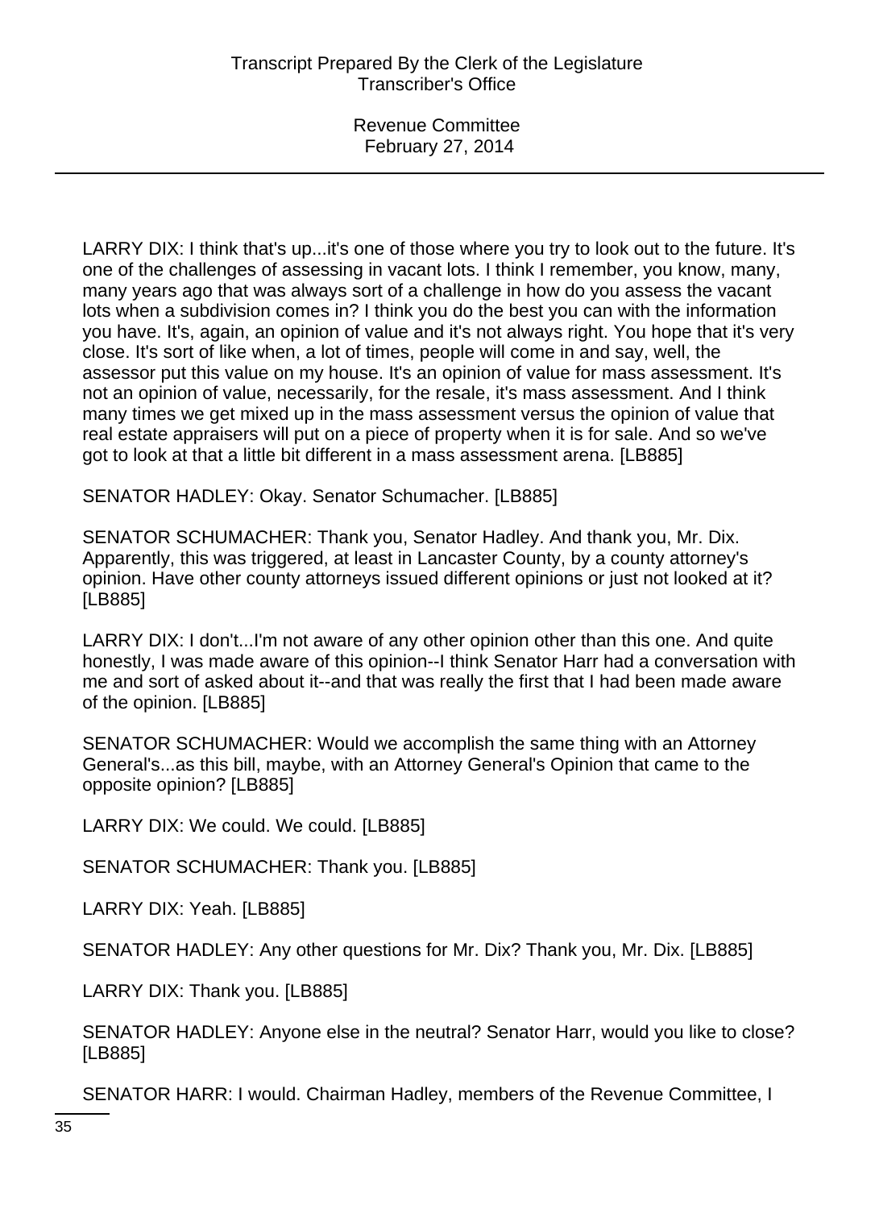LARRY DIX: I think that's up...it's one of those where you try to look out to the future. It's one of the challenges of assessing in vacant lots. I think I remember, you know, many, many years ago that was always sort of a challenge in how do you assess the vacant lots when a subdivision comes in? I think you do the best you can with the information you have. It's, again, an opinion of value and it's not always right. You hope that it's very close. It's sort of like when, a lot of times, people will come in and say, well, the assessor put this value on my house. It's an opinion of value for mass assessment. It's not an opinion of value, necessarily, for the resale, it's mass assessment. And I think many times we get mixed up in the mass assessment versus the opinion of value that real estate appraisers will put on a piece of property when it is for sale. And so we've got to look at that a little bit different in a mass assessment arena. [LB885]

SENATOR HADLEY: Okay. Senator Schumacher. [LB885]

SENATOR SCHUMACHER: Thank you, Senator Hadley. And thank you, Mr. Dix. Apparently, this was triggered, at least in Lancaster County, by a county attorney's opinion. Have other county attorneys issued different opinions or just not looked at it? [LB885]

LARRY DIX: I don't...I'm not aware of any other opinion other than this one. And quite honestly, I was made aware of this opinion--I think Senator Harr had a conversation with me and sort of asked about it--and that was really the first that I had been made aware of the opinion. [LB885]

SENATOR SCHUMACHER: Would we accomplish the same thing with an Attorney General's...as this bill, maybe, with an Attorney General's Opinion that came to the opposite opinion? [LB885]

LARRY DIX: We could. We could. [LB885]

SENATOR SCHUMACHER: Thank you. [LB885]

LARRY DIX: Yeah. [LB885]

SENATOR HADLEY: Any other questions for Mr. Dix? Thank you, Mr. Dix. [LB885]

LARRY DIX: Thank you. [LB885]

SENATOR HADLEY: Anyone else in the neutral? Senator Harr, would you like to close? [LB885]

SENATOR HARR: I would. Chairman Hadley, members of the Revenue Committee, I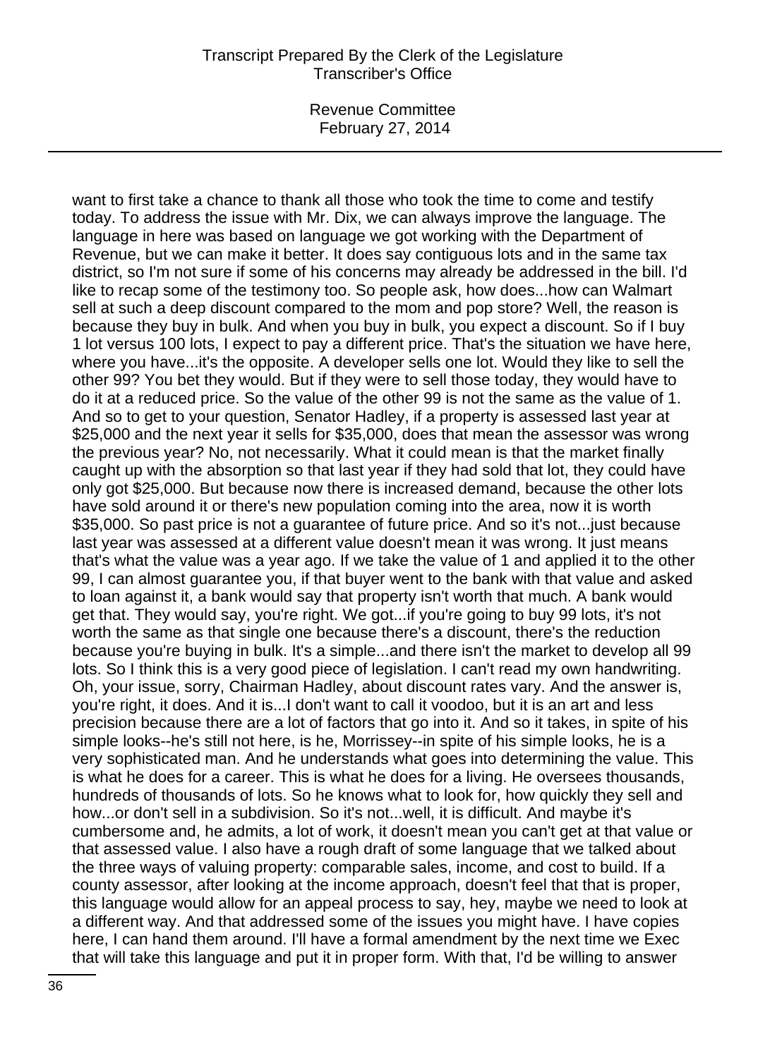want to first take a chance to thank all those who took the time to come and testify today. To address the issue with Mr. Dix, we can always improve the language. The language in here was based on language we got working with the Department of Revenue, but we can make it better. It does say contiguous lots and in the same tax district, so I'm not sure if some of his concerns may already be addressed in the bill. I'd like to recap some of the testimony too. So people ask, how does...how can Walmart sell at such a deep discount compared to the mom and pop store? Well, the reason is because they buy in bulk. And when you buy in bulk, you expect a discount. So if I buy 1 lot versus 100 lots, I expect to pay a different price. That's the situation we have here, where you have...it's the opposite. A developer sells one lot. Would they like to sell the other 99? You bet they would. But if they were to sell those today, they would have to do it at a reduced price. So the value of the other 99 is not the same as the value of 1. And so to get to your question, Senator Hadley, if a property is assessed last year at $25,000 and the next year it sells for $35,000, does that mean the assessor was wrong the previous year? No, not necessarily. What it could mean is that the market finally caught up with the absorption so that last year if they had sold that lot, they could have only got $25,000. But because now there is increased demand, because the other lots have sold around it or there's new population coming into the area, now it is worth $35,000. So past price is not a guarantee of future price. And so it's not...just because last year was assessed at a different value doesn't mean it was wrong. It just means that's what the value was a year ago. If we take the value of 1 and applied it to the other 99, I can almost guarantee you, if that buyer went to the bank with that value and asked to loan against it, a bank would say that property isn't worth that much. A bank would get that. They would say, you're right. We got...if you're going to buy 99 lots, it's not worth the same as that single one because there's a discount, there's the reduction because you're buying in bulk. It's a simple...and there isn't the market to develop all 99 lots. So I think this is a very good piece of legislation. I can't read my own handwriting. Oh, your issue, sorry, Chairman Hadley, about discount rates vary. And the answer is, you're right, it does. And it is...I don't want to call it voodoo, but it is an art and less precision because there are a lot of factors that go into it. And so it takes, in spite of his simple looks--he's still not here, is he, Morrissey--in spite of his simple looks, he is a very sophisticated man. And he understands what goes into determining the value. This is what he does for a career. This is what he does for a living. He oversees thousands, hundreds of thousands of lots. So he knows what to look for, how quickly they sell and how...or don't sell in a subdivision. So it's not...well, it is difficult. And maybe it's cumbersome and, he admits, a lot of work, it doesn't mean you can't get at that value or that assessed value. I also have a rough draft of some language that we talked about the three ways of valuing property: comparable sales, income, and cost to build. If a county assessor, after looking at the income approach, doesn't feel that that is proper, this language would allow for an appeal process to say, hey, maybe we need to look at a different way. And that addressed some of the issues you might have. I have copies here, I can hand them around. I'll have a formal amendment by the next time we Exec that will take this language and put it in proper form. With that, I'd be willing to answer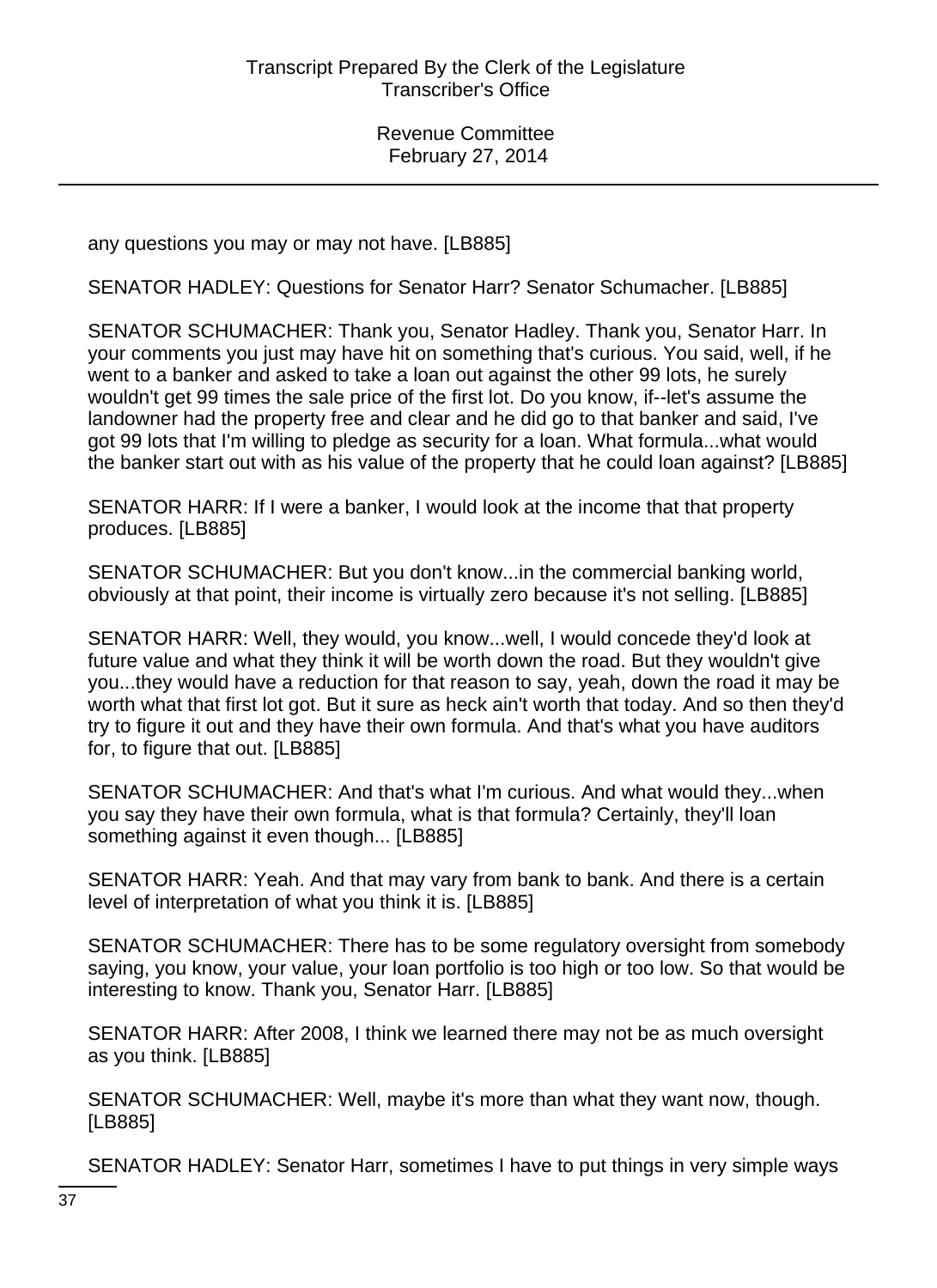any questions you may or may not have. [LB885]

SENATOR HADLEY: Questions for Senator Harr? Senator Schumacher. [LB885]

SENATOR SCHUMACHER: Thank you, Senator Hadley. Thank you, Senator Harr. In your comments you just may have hit on something that's curious. You said, well, if he went to a banker and asked to take a loan out against the other 99 lots, he surely wouldn't get 99 times the sale price of the first lot. Do you know, if--let's assume the landowner had the property free and clear and he did go to that banker and said, I've got 99 lots that I'm willing to pledge as security for a loan. What formula...what would the banker start out with as his value of the property that he could loan against? [LB885]

SENATOR HARR: If I were a banker, I would look at the income that that property produces. [LB885]

SENATOR SCHUMACHER: But you don't know...in the commercial banking world, obviously at that point, their income is virtually zero because it's not selling. [LB885]

SENATOR HARR: Well, they would, you know...well, I would concede they'd look at future value and what they think it will be worth down the road. But they wouldn't give you...they would have a reduction for that reason to say, yeah, down the road it may be worth what that first lot got. But it sure as heck ain't worth that today. And so then they'd try to figure it out and they have their own formula. And that's what you have auditors for, to figure that out. [LB885]

SENATOR SCHUMACHER: And that's what I'm curious. And what would they...when you say they have their own formula, what is that formula? Certainly, they'll loan something against it even though... [LB885]

SENATOR HARR: Yeah. And that may vary from bank to bank. And there is a certain level of interpretation of what you think it is. [LB885]

SENATOR SCHUMACHER: There has to be some regulatory oversight from somebody saying, you know, your value, your loan portfolio is too high or too low. So that would be interesting to know. Thank you, Senator Harr. [LB885]

SENATOR HARR: After 2008, I think we learned there may not be as much oversight as you think. [LB885]

SENATOR SCHUMACHER: Well, maybe it's more than what they want now, though. [LB885]

SENATOR HADLEY: Senator Harr, sometimes I have to put things in very simple ways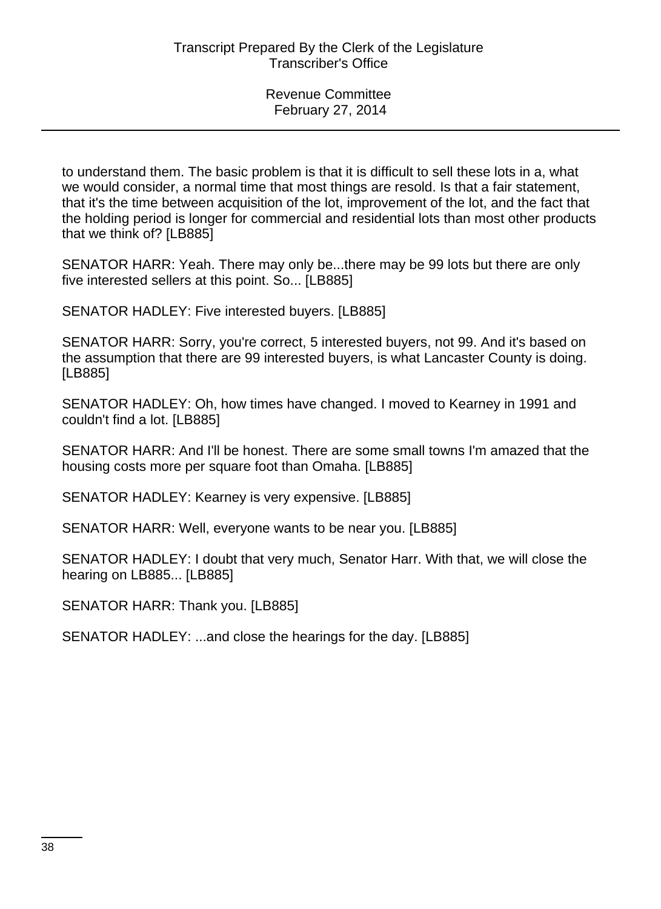to understand them. The basic problem is that it is difficult to sell these lots in a, what we would consider, a normal time that most things are resold. Is that a fair statement, that it's the time between acquisition of the lot, improvement of the lot, and the fact that the holding period is longer for commercial and residential lots than most other products that we think of? [LB885]

SENATOR HARR: Yeah. There may only be...there may be 99 lots but there are only five interested sellers at this point. So... [LB885]

SENATOR HADLEY: Five interested buyers. [LB885]

SENATOR HARR: Sorry, you're correct, 5 interested buyers, not 99. And it's based on the assumption that there are 99 interested buyers, is what Lancaster County is doing. [LB885]

SENATOR HADLEY: Oh, how times have changed. I moved to Kearney in 1991 and couldn't find a lot. [LB885]

SENATOR HARR: And I'll be honest. There are some small towns I'm amazed that the housing costs more per square foot than Omaha. [LB885]

SENATOR HADLEY: Kearney is very expensive. [LB885]

SENATOR HARR: Well, everyone wants to be near you. [LB885]

SENATOR HADLEY: I doubt that very much, Senator Harr. With that, we will close the hearing on LB885... [LB885]

SENATOR HARR: Thank you. [LB885]

SENATOR HADLEY: ...and close the hearings for the day. [LB885]